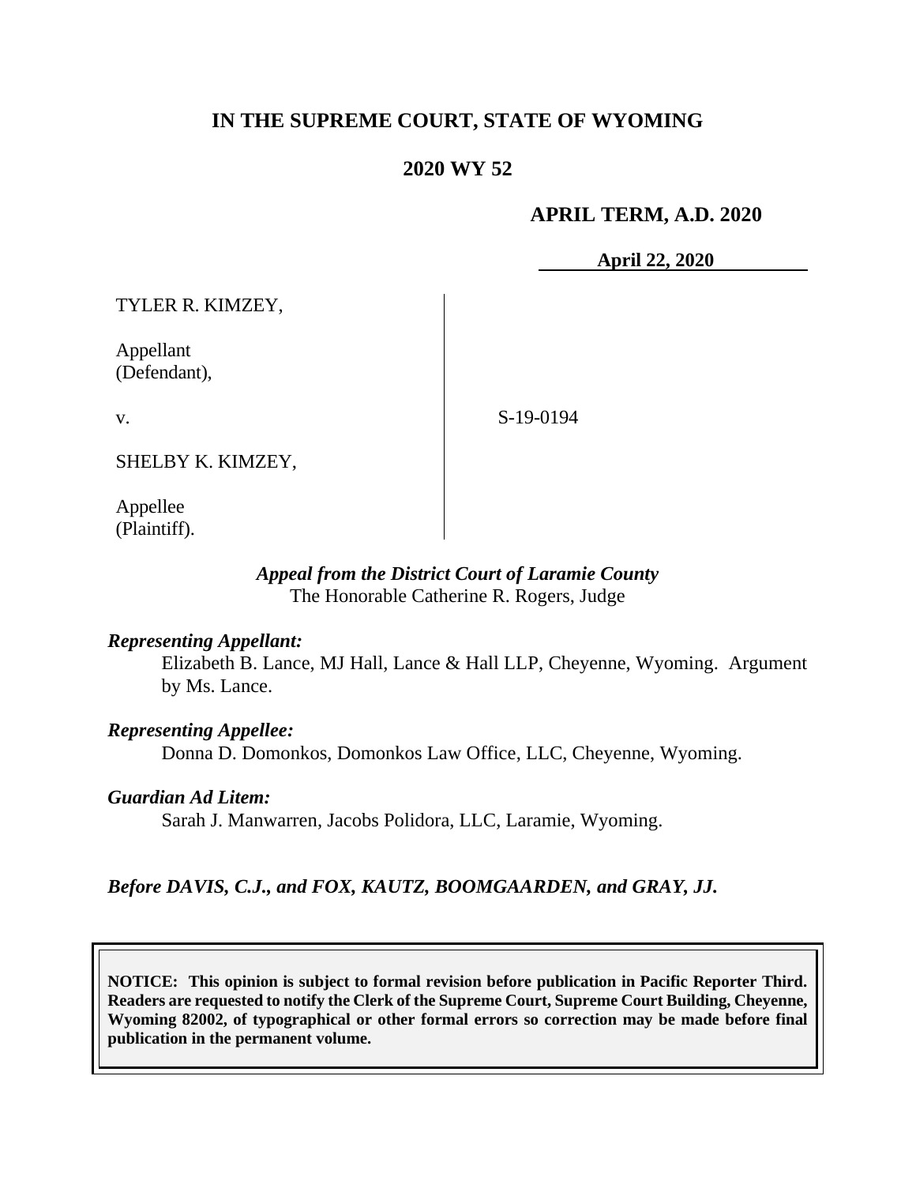# IN THE SUPREME COURT, STATE OF WYOMING

## 2020 WY 52

**APRIL TERM, A.D. 2020**

**April 22, 2020**

TYLER R. KIMZEY,

Appellant
(Defendant),

v.

S-19-0194

SHELBY K. KIMZEY,

Appellee
(Plaintiff).

*Appeal from the District Court of Laramie County*
The Honorable Catherine R. Rogers, Judge

***Representing Appellant:***

Elizabeth B. Lance, MJ Hall, Lance & Hall LLP, Cheyenne, Wyoming. Argument by Ms. Lance.

***Representing Appellee:***

Donna D. Domonkos, Domonkos Law Office, LLC, Cheyenne, Wyoming.

***Guardian Ad Litem:***

Sarah J. Manwarren, Jacobs Polidora, LLC, Laramie, Wyoming.

***Before DAVIS, C.J., and FOX, KAUTZ, BOOMGAARDEN, and GRAY, JJ.***

**NOTICE: This opinion is subject to formal revision before publication in Pacific Reporter Third. Readers are requested to notify the Clerk of the Supreme Court, Supreme Court Building, Cheyenne, Wyoming 82002, of typographical or other formal errors so correction may be made before final publication in the permanent volume.**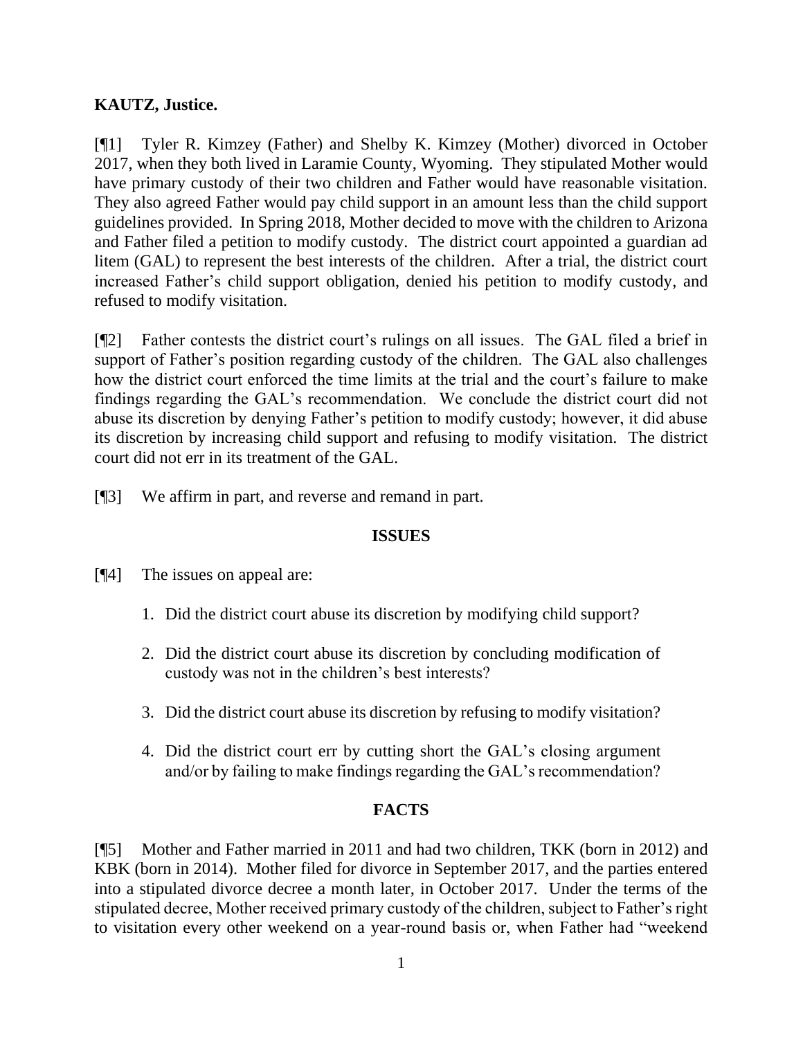**KAUTZ, Justice.**

[¶1] Tyler R. Kimzey (Father) and Shelby K. Kimzey (Mother) divorced in October 2017, when they both lived in Laramie County, Wyoming. They stipulated Mother would have primary custody of their two children and Father would have reasonable visitation. They also agreed Father would pay child support in an amount less than the child support guidelines provided. In Spring 2018, Mother decided to move with the children to Arizona and Father filed a petition to modify custody. The district court appointed a guardian ad litem (GAL) to represent the best interests of the children. After a trial, the district court increased Father's child support obligation, denied his petition to modify custody, and refused to modify visitation.

[¶2] Father contests the district court's rulings on all issues. The GAL filed a brief in support of Father's position regarding custody of the children. The GAL also challenges how the district court enforced the time limits at the trial and the court's failure to make findings regarding the GAL's recommendation. We conclude the district court did not abuse its discretion by denying Father's petition to modify custody; however, it did abuse its discretion by increasing child support and refusing to modify visitation. The district court did not err in its treatment of the GAL.

[¶3] We affirm in part, and reverse and remand in part.

## ISSUES

[¶4] The issues on appeal are:

1. Did the district court abuse its discretion by modifying child support?
2. Did the district court abuse its discretion by concluding modification of custody was not in the children's best interests?
3. Did the district court abuse its discretion by refusing to modify visitation?
4. Did the district court err by cutting short the GAL's closing argument and/or by failing to make findings regarding the GAL's recommendation?

## FACTS

[¶5] Mother and Father married in 2011 and had two children, TKK (born in 2012) and KBK (born in 2014). Mother filed for divorce in September 2017, and the parties entered into a stipulated divorce decree a month later, in October 2017. Under the terms of the stipulated decree, Mother received primary custody of the children, subject to Father's right to visitation every other weekend on a year-round basis or, when Father had "weekend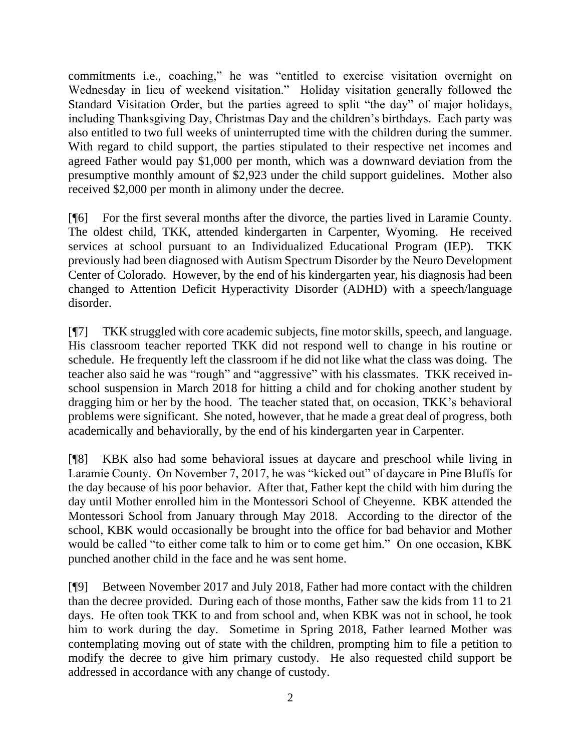commitments i.e., coaching," he was "entitled to exercise visitation overnight on Wednesday in lieu of weekend visitation." Holiday visitation generally followed the Standard Visitation Order, but the parties agreed to split "the day" of major holidays, including Thanksgiving Day, Christmas Day and the children's birthdays. Each party was also entitled to two full weeks of uninterrupted time with the children during the summer. With regard to child support, the parties stipulated to their respective net incomes and agreed Father would pay $1,000 per month, which was a downward deviation from the presumptive monthly amount of $2,923 under the child support guidelines. Mother also received $2,000 per month in alimony under the decree.

[¶6] For the first several months after the divorce, the parties lived in Laramie County. The oldest child, TKK, attended kindergarten in Carpenter, Wyoming. He received services at school pursuant to an Individualized Educational Program (IEP). TKK previously had been diagnosed with Autism Spectrum Disorder by the Neuro Development Center of Colorado. However, by the end of his kindergarten year, his diagnosis had been changed to Attention Deficit Hyperactivity Disorder (ADHD) with a speech/language disorder.

[¶7] TKK struggled with core academic subjects, fine motor skills, speech, and language. His classroom teacher reported TKK did not respond well to change in his routine or schedule. He frequently left the classroom if he did not like what the class was doing. The teacher also said he was "rough" and "aggressive" with his classmates. TKK received in-school suspension in March 2018 for hitting a child and for choking another student by dragging him or her by the hood. The teacher stated that, on occasion, TKK's behavioral problems were significant. She noted, however, that he made a great deal of progress, both academically and behaviorally, by the end of his kindergarten year in Carpenter.

[¶8] KBK also had some behavioral issues at daycare and preschool while living in Laramie County. On November 7, 2017, he was "kicked out" of daycare in Pine Bluffs for the day because of his poor behavior. After that, Father kept the child with him during the day until Mother enrolled him in the Montessori School of Cheyenne. KBK attended the Montessori School from January through May 2018. According to the director of the school, KBK would occasionally be brought into the office for bad behavior and Mother would be called "to either come talk to him or to come get him." On one occasion, KBK punched another child in the face and he was sent home.

[¶9] Between November 2017 and July 2018, Father had more contact with the children than the decree provided. During each of those months, Father saw the kids from 11 to 21 days. He often took TKK to and from school and, when KBK was not in school, he took him to work during the day. Sometime in Spring 2018, Father learned Mother was contemplating moving out of state with the children, prompting him to file a petition to modify the decree to give him primary custody. He also requested child support be addressed in accordance with any change of custody.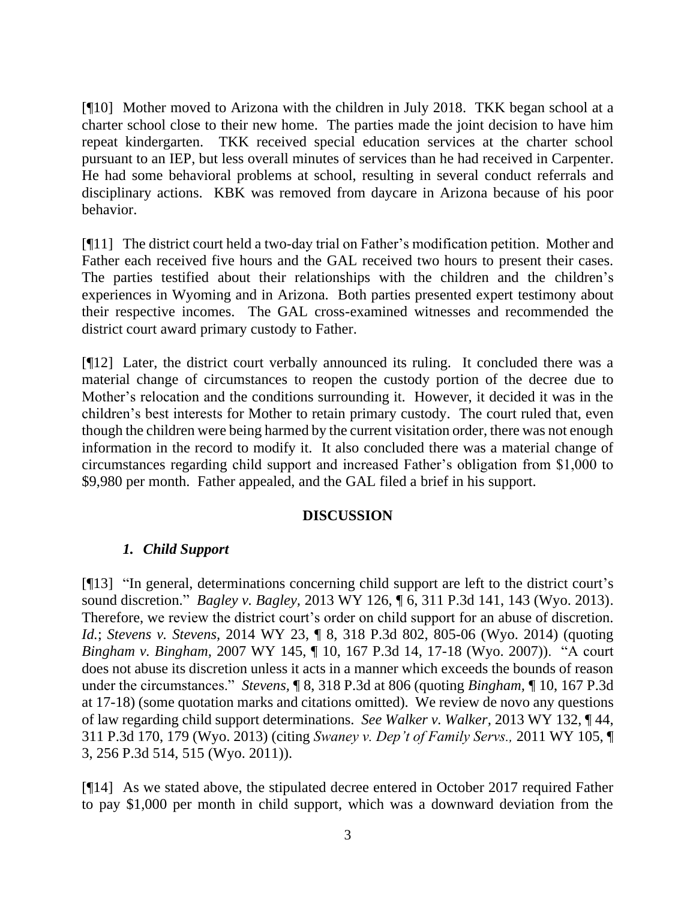[¶10] Mother moved to Arizona with the children in July 2018. TKK began school at a charter school close to their new home. The parties made the joint decision to have him repeat kindergarten. TKK received special education services at the charter school pursuant to an IEP, but less overall minutes of services than he had received in Carpenter. He had some behavioral problems at school, resulting in several conduct referrals and disciplinary actions. KBK was removed from daycare in Arizona because of his poor behavior.

[¶11] The district court held a two-day trial on Father's modification petition. Mother and Father each received five hours and the GAL received two hours to present their cases. The parties testified about their relationships with the children and the children's experiences in Wyoming and in Arizona. Both parties presented expert testimony about their respective incomes. The GAL cross-examined witnesses and recommended the district court award primary custody to Father.

[¶12] Later, the district court verbally announced its ruling. It concluded there was a material change of circumstances to reopen the custody portion of the decree due to Mother's relocation and the conditions surrounding it. However, it decided it was in the children's best interests for Mother to retain primary custody. The court ruled that, even though the children were being harmed by the current visitation order, there was not enough information in the record to modify it. It also concluded there was a material change of circumstances regarding child support and increased Father's obligation from $1,000 to $9,980 per month. Father appealed, and the GAL filed a brief in his support.

## DISCUSSION

### *1. Child Support*

[¶13] "In general, determinations concerning child support are left to the district court's sound discretion." *Bagley v. Bagley*, 2013 WY 126, ¶ 6, 311 P.3d 141, 143 (Wyo. 2013). Therefore, we review the district court's order on child support for an abuse of discretion. *Id.*; *Stevens v. Stevens*, 2014 WY 23, ¶ 8, 318 P.3d 802, 805-06 (Wyo. 2014) (quoting *Bingham v. Bingham*, 2007 WY 145, ¶ 10, 167 P.3d 14, 17-18 (Wyo. 2007)). "A court does not abuse its discretion unless it acts in a manner which exceeds the bounds of reason under the circumstances." *Stevens*, ¶ 8, 318 P.3d at 806 (quoting *Bingham*, ¶ 10, 167 P.3d at 17-18) (some quotation marks and citations omitted). We review de novo any questions of law regarding child support determinations. *See Walker v. Walker*, 2013 WY 132, ¶ 44, 311 P.3d 170, 179 (Wyo. 2013) (citing *Swaney v. Dep't of Family Servs.,* 2011 WY 105, ¶ 3, 256 P.3d 514, 515 (Wyo. 2011)).

[¶14] As we stated above, the stipulated decree entered in October 2017 required Father to pay $1,000 per month in child support, which was a downward deviation from the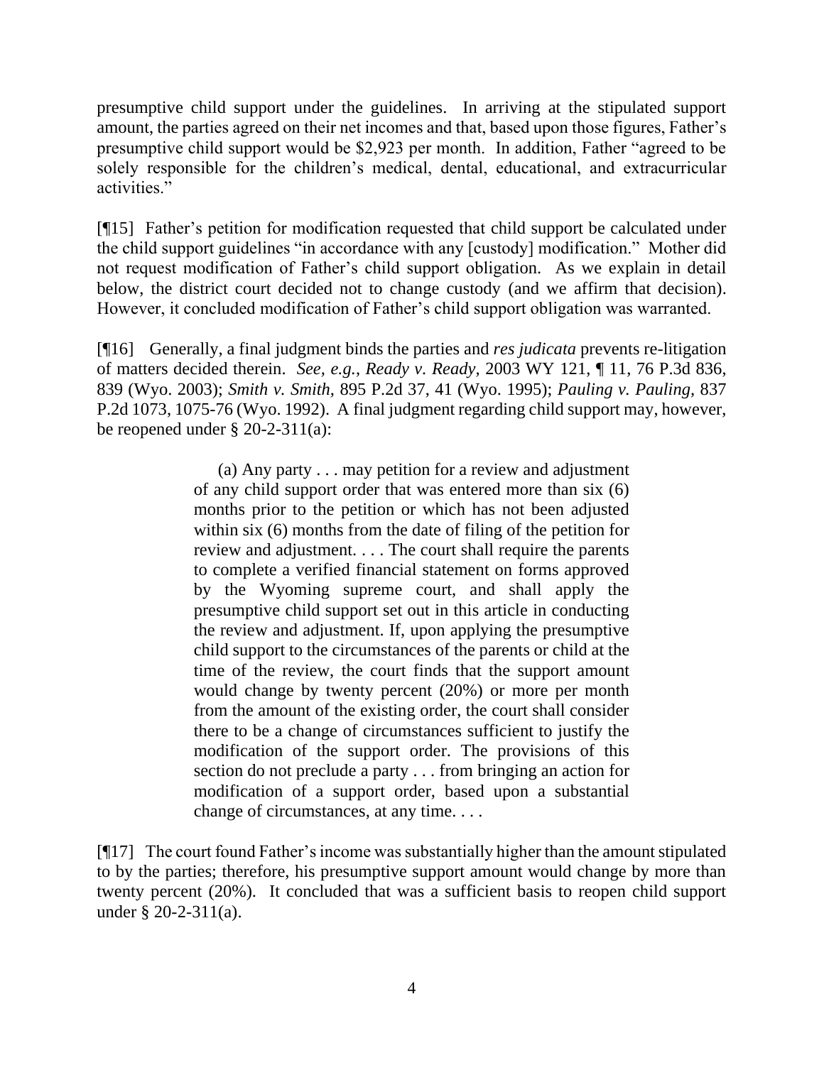presumptive child support under the guidelines. In arriving at the stipulated support amount, the parties agreed on their net incomes and that, based upon those figures, Father's presumptive child support would be $2,923 per month. In addition, Father "agreed to be solely responsible for the children's medical, dental, educational, and extracurricular activities."

[¶15] Father's petition for modification requested that child support be calculated under the child support guidelines "in accordance with any [custody] modification." Mother did not request modification of Father's child support obligation. As we explain in detail below, the district court decided not to change custody (and we affirm that decision). However, it concluded modification of Father's child support obligation was warranted.

[¶16] Generally, a final judgment binds the parties and *res judicata* prevents re-litigation of matters decided therein. *See, e.g., Ready v. Ready,* 2003 WY 121, ¶ 11, 76 P.3d 836, 839 (Wyo. 2003); *Smith v. Smith,* 895 P.2d 37, 41 (Wyo. 1995); *Pauling v. Pauling,* 837 P.2d 1073, 1075-76 (Wyo. 1992). A final judgment regarding child support may, however, be reopened under § 20-2-311(a):

> (a) Any party . . . may petition for a review and adjustment of any child support order that was entered more than six (6) months prior to the petition or which has not been adjusted within six (6) months from the date of filing of the petition for review and adjustment. . . . The court shall require the parents to complete a verified financial statement on forms approved by the Wyoming supreme court, and shall apply the presumptive child support set out in this article in conducting the review and adjustment. If, upon applying the presumptive child support to the circumstances of the parents or child at the time of the review, the court finds that the support amount would change by twenty percent (20%) or more per month from the amount of the existing order, the court shall consider there to be a change of circumstances sufficient to justify the modification of the support order. The provisions of this section do not preclude a party . . . from bringing an action for modification of a support order, based upon a substantial change of circumstances, at any time. . . .

[¶17] The court found Father's income was substantially higher than the amount stipulated to by the parties; therefore, his presumptive support amount would change by more than twenty percent (20%). It concluded that was a sufficient basis to reopen child support under § 20-2-311(a).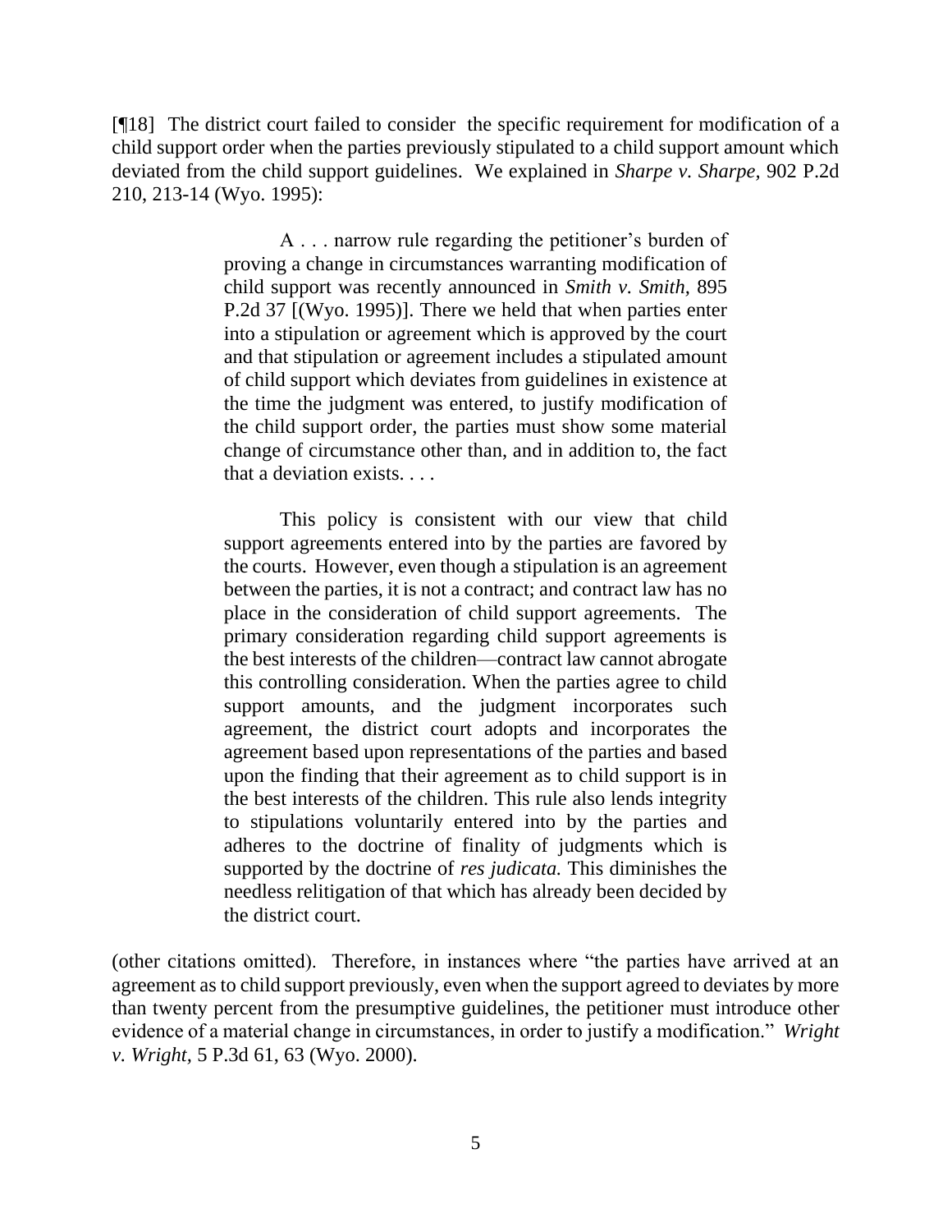[¶18] The district court failed to consider the specific requirement for modification of a child support order when the parties previously stipulated to a child support amount which deviated from the child support guidelines. We explained in *Sharpe v. Sharpe,* 902 P.2d 210, 213-14 (Wyo. 1995):

> A . . . narrow rule regarding the petitioner's burden of proving a change in circumstances warranting modification of child support was recently announced in *Smith v. Smith,* 895 P.2d 37 [(Wyo. 1995)]. There we held that when parties enter into a stipulation or agreement which is approved by the court and that stipulation or agreement includes a stipulated amount of child support which deviates from guidelines in existence at the time the judgment was entered, to justify modification of the child support order, the parties must show some material change of circumstance other than, and in addition to, the fact that a deviation exists. . . .
>
> This policy is consistent with our view that child support agreements entered into by the parties are favored by the courts. However, even though a stipulation is an agreement between the parties, it is not a contract; and contract law has no place in the consideration of child support agreements. The primary consideration regarding child support agreements is the best interests of the children—contract law cannot abrogate this controlling consideration. When the parties agree to child support amounts, and the judgment incorporates such agreement, the district court adopts and incorporates the agreement based upon representations of the parties and based upon the finding that their agreement as to child support is in the best interests of the children. This rule also lends integrity to stipulations voluntarily entered into by the parties and adheres to the doctrine of finality of judgments which is supported by the doctrine of *res judicata.* This diminishes the needless relitigation of that which has already been decided by the district court.

(other citations omitted). Therefore, in instances where "the parties have arrived at an agreement as to child support previously, even when the support agreed to deviates by more than twenty percent from the presumptive guidelines, the petitioner must introduce other evidence of a material change in circumstances, in order to justify a modification." *Wright v. Wright,* 5 P.3d 61, 63 (Wyo. 2000).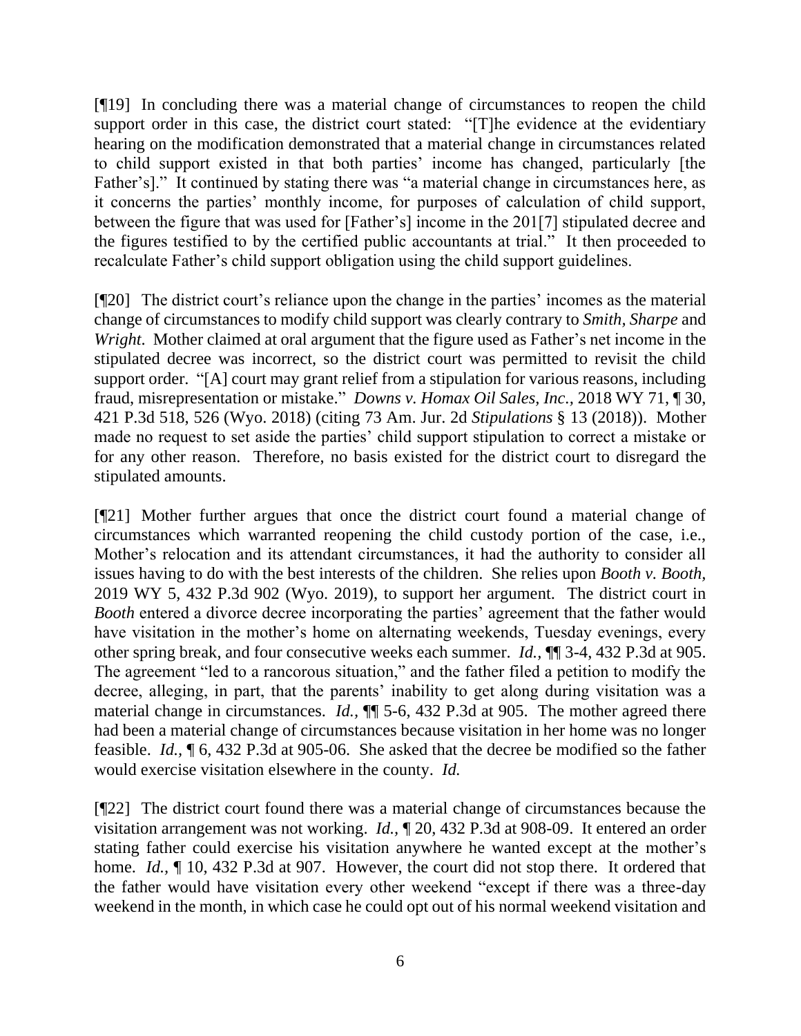[¶19] In concluding there was a material change of circumstances to reopen the child support order in this case, the district court stated: "[T]he evidence at the evidentiary hearing on the modification demonstrated that a material change in circumstances related to child support existed in that both parties' income has changed, particularly [the Father's]." It continued by stating there was "a material change in circumstances here, as it concerns the parties' monthly income, for purposes of calculation of child support, between the figure that was used for [Father's] income in the 201[7] stipulated decree and the figures testified to by the certified public accountants at trial." It then proceeded to recalculate Father's child support obligation using the child support guidelines.

[¶20] The district court's reliance upon the change in the parties' incomes as the material change of circumstances to modify child support was clearly contrary to *Smith*, *Sharpe* and *Wright*. Mother claimed at oral argument that the figure used as Father's net income in the stipulated decree was incorrect, so the district court was permitted to revisit the child support order. "[A] court may grant relief from a stipulation for various reasons, including fraud, misrepresentation or mistake." *Downs v. Homax Oil Sales, Inc.*, 2018 WY 71, ¶ 30, 421 P.3d 518, 526 (Wyo. 2018) (citing 73 Am. Jur. 2d *Stipulations* § 13 (2018)). Mother made no request to set aside the parties' child support stipulation to correct a mistake or for any other reason. Therefore, no basis existed for the district court to disregard the stipulated amounts.

[¶21] Mother further argues that once the district court found a material change of circumstances which warranted reopening the child custody portion of the case, i.e., Mother's relocation and its attendant circumstances, it had the authority to consider all issues having to do with the best interests of the children. She relies upon *Booth v. Booth*, 2019 WY 5, 432 P.3d 902 (Wyo. 2019), to support her argument. The district court in *Booth* entered a divorce decree incorporating the parties' agreement that the father would have visitation in the mother's home on alternating weekends, Tuesday evenings, every other spring break, and four consecutive weeks each summer. *Id.*, ¶¶ 3-4, 432 P.3d at 905. The agreement "led to a rancorous situation," and the father filed a petition to modify the decree, alleging, in part, that the parents' inability to get along during visitation was a material change in circumstances. *Id.*, ¶¶ 5-6, 432 P.3d at 905. The mother agreed there had been a material change of circumstances because visitation in her home was no longer feasible. *Id.*, ¶ 6, 432 P.3d at 905-06. She asked that the decree be modified so the father would exercise visitation elsewhere in the county. *Id.*

[¶22] The district court found there was a material change of circumstances because the visitation arrangement was not working. *Id.*, ¶ 20, 432 P.3d at 908-09. It entered an order stating father could exercise his visitation anywhere he wanted except at the mother's home. *Id.*, ¶ 10, 432 P.3d at 907. However, the court did not stop there. It ordered that the father would have visitation every other weekend "except if there was a three-day weekend in the month, in which case he could opt out of his normal weekend visitation and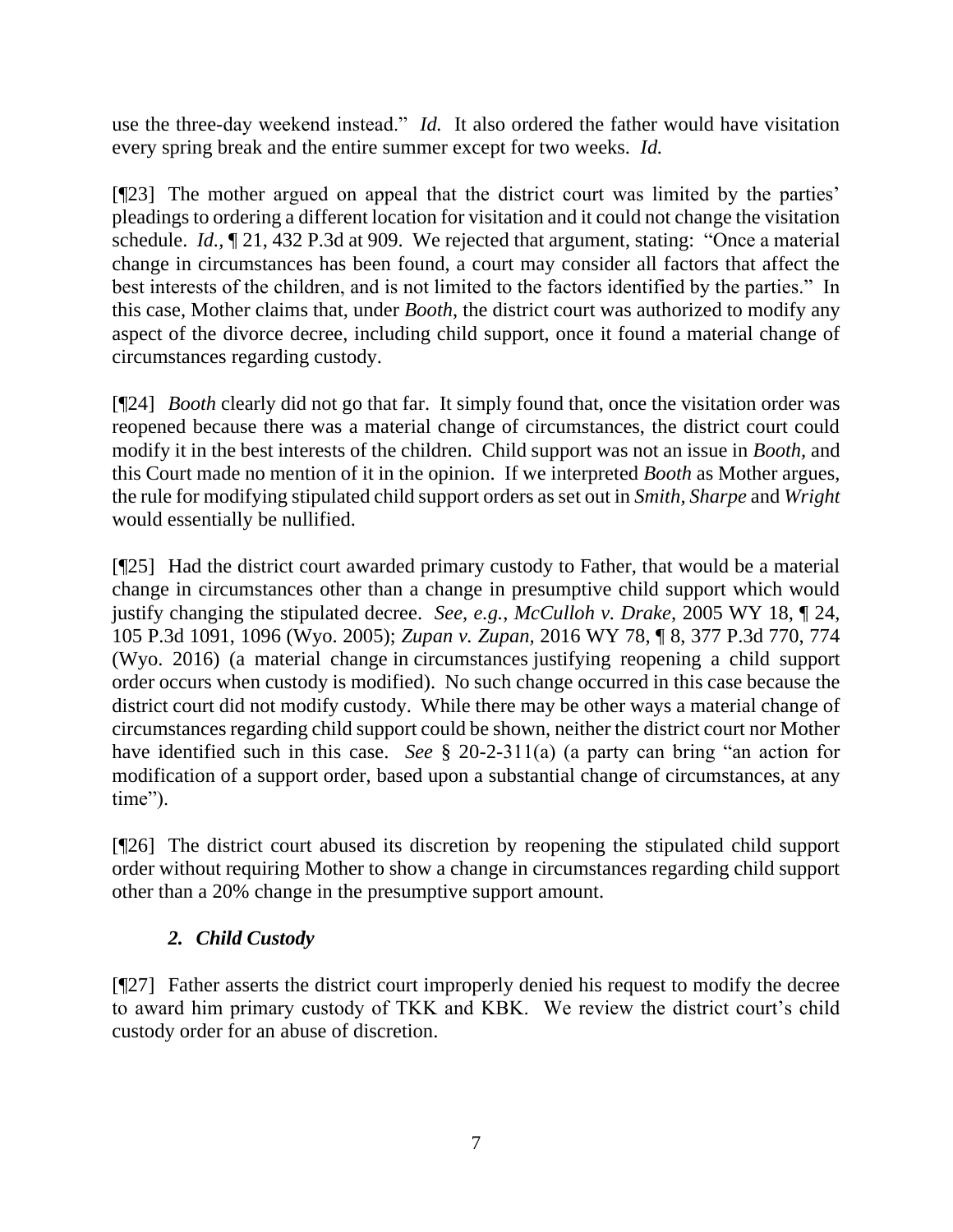use the three-day weekend instead." *Id.* It also ordered the father would have visitation every spring break and the entire summer except for two weeks. *Id.*

[¶23] The mother argued on appeal that the district court was limited by the parties' pleadings to ordering a different location for visitation and it could not change the visitation schedule. *Id.*, ¶ 21, 432 P.3d at 909. We rejected that argument, stating: "Once a material change in circumstances has been found, a court may consider all factors that affect the best interests of the children, and is not limited to the factors identified by the parties." In this case, Mother claims that, under *Booth*, the district court was authorized to modify any aspect of the divorce decree, including child support, once it found a material change of circumstances regarding custody.

[¶24] *Booth* clearly did not go that far. It simply found that, once the visitation order was reopened because there was a material change of circumstances, the district court could modify it in the best interests of the children. Child support was not an issue in *Booth*, and this Court made no mention of it in the opinion. If we interpreted *Booth* as Mother argues, the rule for modifying stipulated child support orders as set out in *Smith, Sharpe* and *Wright* would essentially be nullified.

[¶25] Had the district court awarded primary custody to Father, that would be a material change in circumstances other than a change in presumptive child support which would justify changing the stipulated decree. *See, e.g.*, *McCulloh v. Drake*, 2005 WY 18, ¶ 24, 105 P.3d 1091, 1096 (Wyo. 2005); *Zupan v. Zupan*, 2016 WY 78, ¶ 8, 377 P.3d 770, 774 (Wyo. 2016) (a material change in circumstances justifying reopening a child support order occurs when custody is modified). No such change occurred in this case because the district court did not modify custody. While there may be other ways a material change of circumstances regarding child support could be shown, neither the district court nor Mother have identified such in this case. *See* § 20-2-311(a) (a party can bring "an action for modification of a support order, based upon a substantial change of circumstances, at any time").

[¶26] The district court abused its discretion by reopening the stipulated child support order without requiring Mother to show a change in circumstances regarding child support other than a 20% change in the presumptive support amount.

### *2. Child Custody*

[¶27] Father asserts the district court improperly denied his request to modify the decree to award him primary custody of TKK and KBK. We review the district court's child custody order for an abuse of discretion.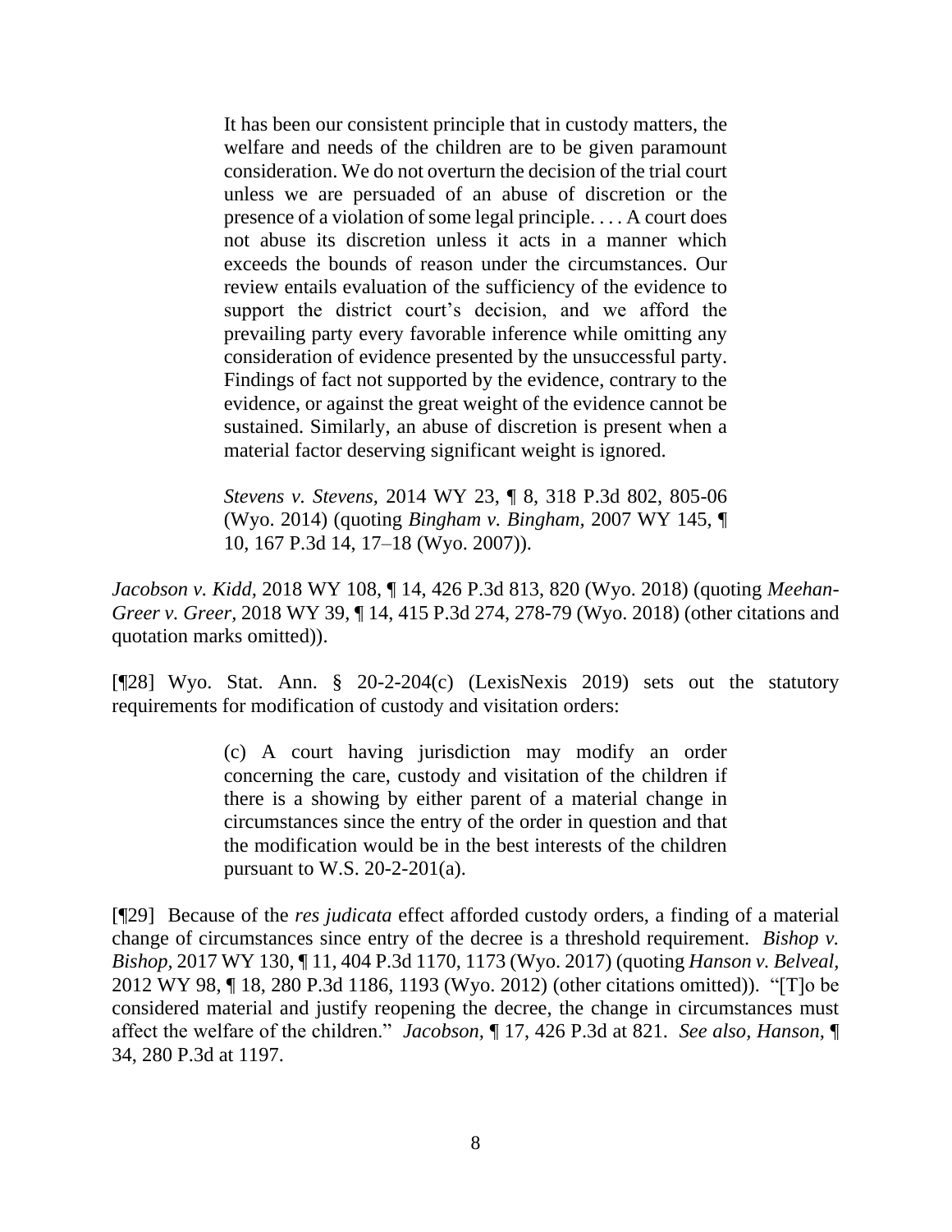> It has been our consistent principle that in custody matters, the welfare and needs of the children are to be given paramount consideration. We do not overturn the decision of the trial court unless we are persuaded of an abuse of discretion or the presence of a violation of some legal principle. . . . A court does not abuse its discretion unless it acts in a manner which exceeds the bounds of reason under the circumstances. Our review entails evaluation of the sufficiency of the evidence to support the district court's decision, and we afford the prevailing party every favorable inference while omitting any consideration of evidence presented by the unsuccessful party. Findings of fact not supported by the evidence, contrary to the evidence, or against the great weight of the evidence cannot be sustained. Similarly, an abuse of discretion is present when a material factor deserving significant weight is ignored.
>
> *Stevens v. Stevens*, 2014 WY 23, ¶ 8, 318 P.3d 802, 805-06 (Wyo. 2014) (quoting *Bingham v. Bingham*, 2007 WY 145, ¶ 10, 167 P.3d 14, 17–18 (Wyo. 2007)).

*Jacobson v. Kidd*, 2018 WY 108, ¶ 14, 426 P.3d 813, 820 (Wyo. 2018) (quoting *Meehan-Greer v. Greer*, 2018 WY 39, ¶ 14, 415 P.3d 274, 278-79 (Wyo. 2018) (other citations and quotation marks omitted)).

[¶28] Wyo. Stat. Ann. § 20-2-204(c) (LexisNexis 2019) sets out the statutory requirements for modification of custody and visitation orders:

> (c) A court having jurisdiction may modify an order concerning the care, custody and visitation of the children if there is a showing by either parent of a material change in circumstances since the entry of the order in question and that the modification would be in the best interests of the children pursuant to W.S. 20-2-201(a).

[¶29] Because of the *res judicata* effect afforded custody orders, a finding of a material change of circumstances since entry of the decree is a threshold requirement. *Bishop v. Bishop*, 2017 WY 130, ¶ 11, 404 P.3d 1170, 1173 (Wyo. 2017) (quoting *Hanson v. Belveal*, 2012 WY 98, ¶ 18, 280 P.3d 1186, 1193 (Wyo. 2012) (other citations omitted)). "[T]o be considered material and justify reopening the decree, the change in circumstances must affect the welfare of the children." *Jacobson*, ¶ 17, 426 P.3d at 821. *See also*, *Hanson*, ¶ 34, 280 P.3d at 1197.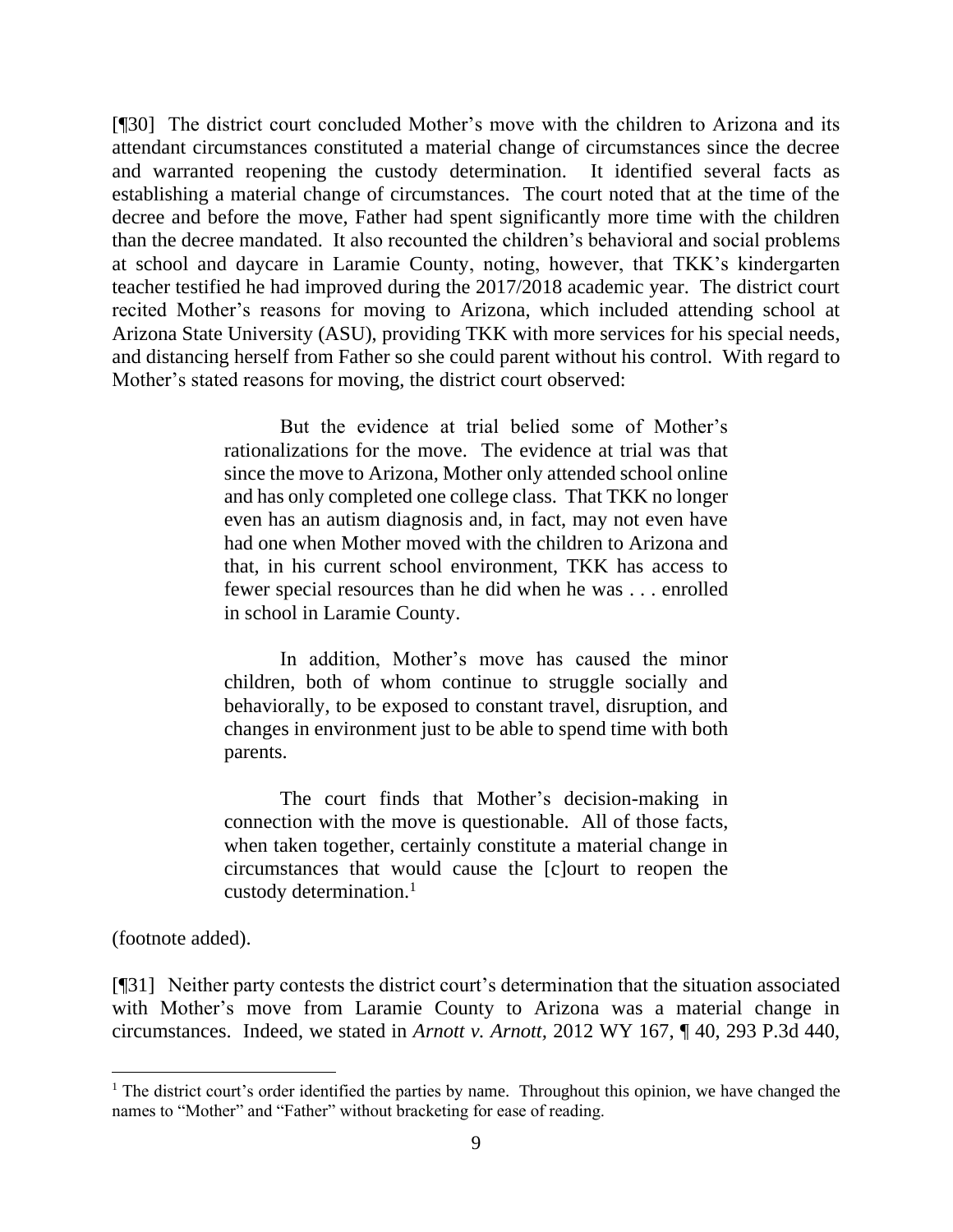[¶30] The district court concluded Mother's move with the children to Arizona and its attendant circumstances constituted a material change of circumstances since the decree and warranted reopening the custody determination. It identified several facts as establishing a material change of circumstances. The court noted that at the time of the decree and before the move, Father had spent significantly more time with the children than the decree mandated. It also recounted the children's behavioral and social problems at school and daycare in Laramie County, noting, however, that TKK's kindergarten teacher testified he had improved during the 2017/2018 academic year. The district court recited Mother's reasons for moving to Arizona, which included attending school at Arizona State University (ASU), providing TKK with more services for his special needs, and distancing herself from Father so she could parent without his control. With regard to Mother's stated reasons for moving, the district court observed:

> But the evidence at trial belied some of Mother's rationalizations for the move. The evidence at trial was that since the move to Arizona, Mother only attended school online and has only completed one college class. That TKK no longer even has an autism diagnosis and, in fact, may not even have had one when Mother moved with the children to Arizona and that, in his current school environment, TKK has access to fewer special resources than he did when he was . . . enrolled in school in Laramie County.
>
> In addition, Mother's move has caused the minor children, both of whom continue to struggle socially and behaviorally, to be exposed to constant travel, disruption, and changes in environment just to be able to spend time with both parents.
>
> The court finds that Mother's decision-making in connection with the move is questionable. All of those facts, when taken together, certainly constitute a material change in circumstances that would cause the [c]ourt to reopen the custody determination.[1]

(footnote added).

[¶31] Neither party contests the district court's determination that the situation associated with Mother's move from Laramie County to Arizona was a material change in circumstances. Indeed, we stated in *Arnott v. Arnott*, 2012 WY 167, ¶ 40, 293 P.3d 440,

---

[1] The district court's order identified the parties by name. Throughout this opinion, we have changed the names to "Mother" and "Father" without bracketing for ease of reading.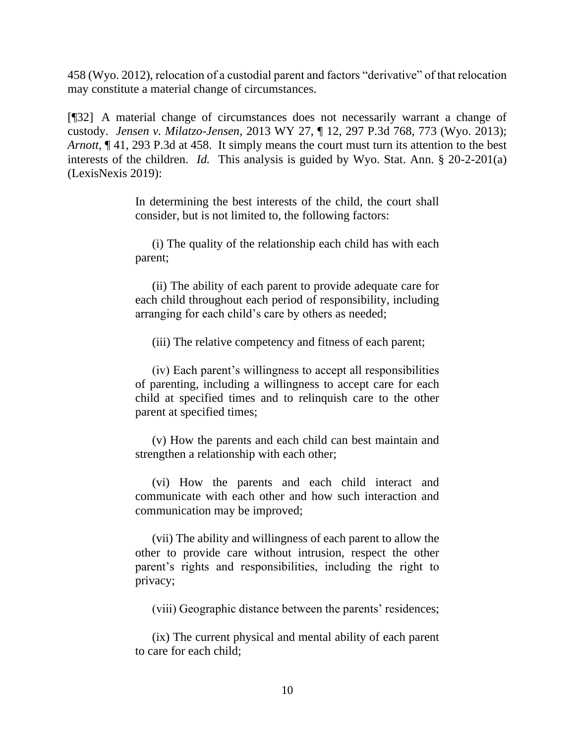458 (Wyo. 2012), relocation of a custodial parent and factors "derivative" of that relocation may constitute a material change of circumstances.

[¶32] A material change of circumstances does not necessarily warrant a change of custody. *Jensen v. Milatzo-Jensen*, 2013 WY 27, ¶ 12, 297 P.3d 768, 773 (Wyo. 2013); *Arnott*, ¶ 41, 293 P.3d at 458. It simply means the court must turn its attention to the best interests of the children. *Id.* This analysis is guided by Wyo. Stat. Ann. § 20-2-201(a) (LexisNexis 2019):

> In determining the best interests of the child, the court shall consider, but is not limited to, the following factors:
>
> (i) The quality of the relationship each child has with each parent;
>
> (ii) The ability of each parent to provide adequate care for each child throughout each period of responsibility, including arranging for each child's care by others as needed;
>
> (iii) The relative competency and fitness of each parent;
>
> (iv) Each parent's willingness to accept all responsibilities of parenting, including a willingness to accept care for each child at specified times and to relinquish care to the other parent at specified times;
>
> (v) How the parents and each child can best maintain and strengthen a relationship with each other;
>
> (vi) How the parents and each child interact and communicate with each other and how such interaction and communication may be improved;
>
> (vii) The ability and willingness of each parent to allow the other to provide care without intrusion, respect the other parent's rights and responsibilities, including the right to privacy;
>
> (viii) Geographic distance between the parents' residences;
>
> (ix) The current physical and mental ability of each parent to care for each child;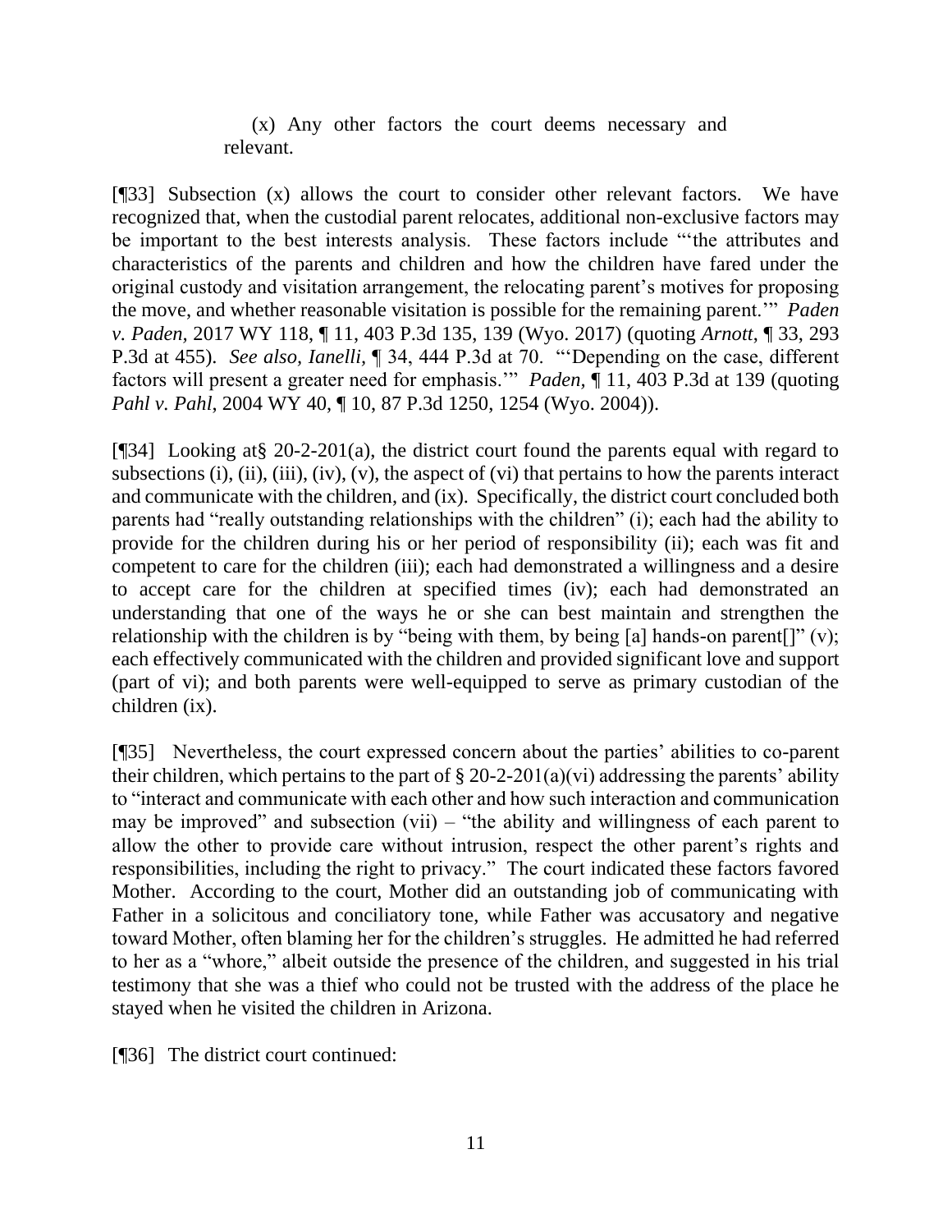(x) Any other factors the court deems necessary and relevant.

[¶33] Subsection (x) allows the court to consider other relevant factors. We have recognized that, when the custodial parent relocates, additional non-exclusive factors may be important to the best interests analysis. These factors include "'the attributes and characteristics of the parents and children and how the children have fared under the original custody and visitation arrangement, the relocating parent's motives for proposing the move, and whether reasonable visitation is possible for the remaining parent.'" *Paden v. Paden*, 2017 WY 118, ¶ 11, 403 P.3d 135, 139 (Wyo. 2017) (quoting *Arnott*, ¶ 33, 293 P.3d at 455). *See also, Ianelli*, ¶ 34, 444 P.3d at 70. "'Depending on the case, different factors will present a greater need for emphasis.'" *Paden*, ¶ 11, 403 P.3d at 139 (quoting *Pahl v. Pahl*, 2004 WY 40, ¶ 10, 87 P.3d 1250, 1254 (Wyo. 2004)).

[¶34] Looking at§ 20-2-201(a), the district court found the parents equal with regard to subsections (i), (ii), (iii), (iv), (v), the aspect of (vi) that pertains to how the parents interact and communicate with the children, and (ix). Specifically, the district court concluded both parents had "really outstanding relationships with the children" (i); each had the ability to provide for the children during his or her period of responsibility (ii); each was fit and competent to care for the children (iii); each had demonstrated a willingness and a desire to accept care for the children at specified times (iv); each had demonstrated an understanding that one of the ways he or she can best maintain and strengthen the relationship with the children is by "being with them, by being [a] hands-on parent[]" (v); each effectively communicated with the children and provided significant love and support (part of vi); and both parents were well-equipped to serve as primary custodian of the children (ix).

[¶35] Nevertheless, the court expressed concern about the parties' abilities to co-parent their children, which pertains to the part of § 20-2-201(a)(vi) addressing the parents' ability to "interact and communicate with each other and how such interaction and communication may be improved" and subsection (vii) – "the ability and willingness of each parent to allow the other to provide care without intrusion, respect the other parent's rights and responsibilities, including the right to privacy." The court indicated these factors favored Mother. According to the court, Mother did an outstanding job of communicating with Father in a solicitous and conciliatory tone, while Father was accusatory and negative toward Mother, often blaming her for the children's struggles. He admitted he had referred to her as a "whore," albeit outside the presence of the children, and suggested in his trial testimony that she was a thief who could not be trusted with the address of the place he stayed when he visited the children in Arizona.

[¶36] The district court continued: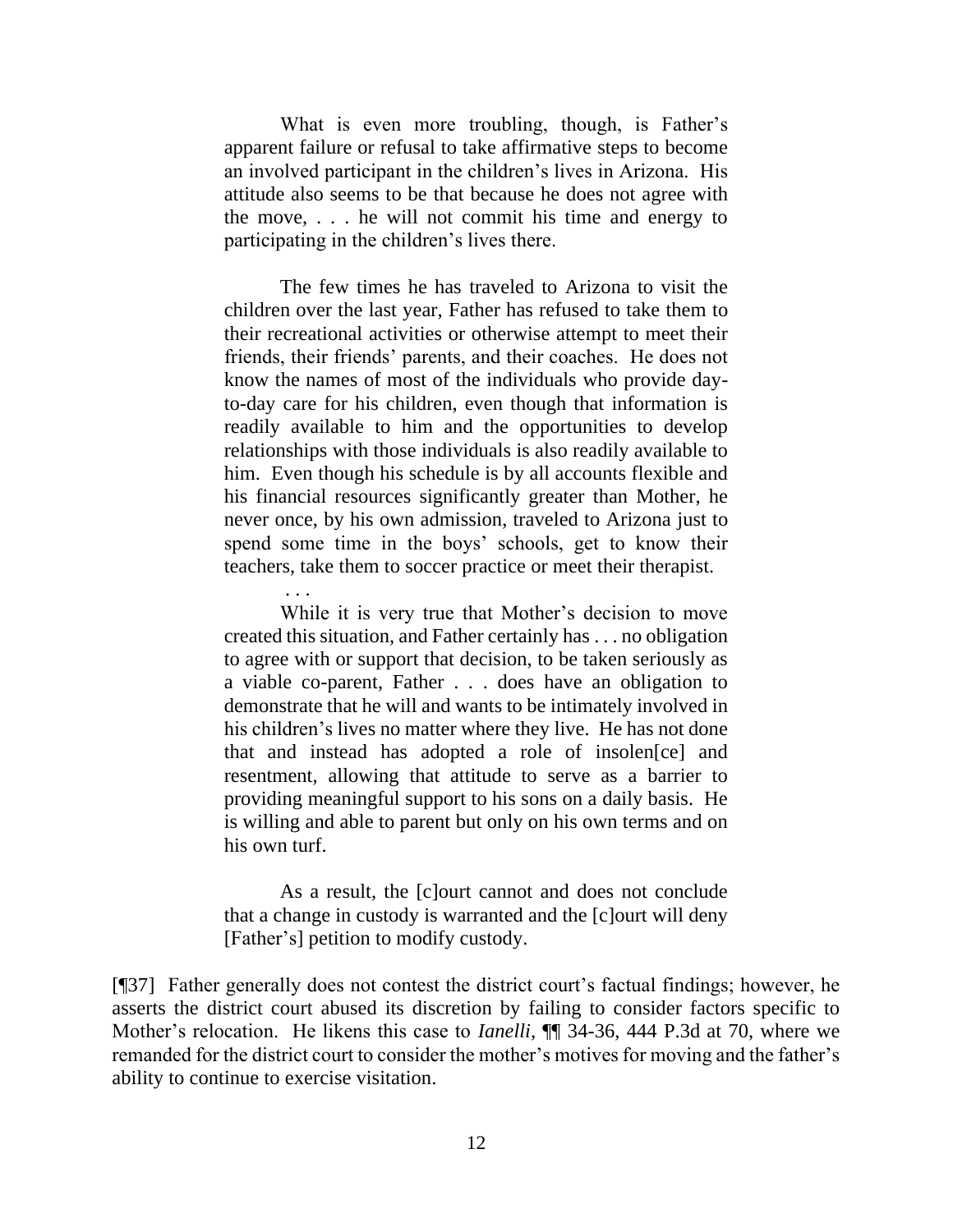> What is even more troubling, though, is Father's apparent failure or refusal to take affirmative steps to become an involved participant in the children's lives in Arizona. His attitude also seems to be that because he does not agree with the move, . . . he will not commit his time and energy to participating in the children's lives there.
>
> The few times he has traveled to Arizona to visit the children over the last year, Father has refused to take them to their recreational activities or otherwise attempt to meet their friends, their friends' parents, and their coaches. He does not know the names of most of the individuals who provide day-to-day care for his children, even though that information is readily available to him and the opportunities to develop relationships with those individuals is also readily available to him. Even though his schedule is by all accounts flexible and his financial resources significantly greater than Mother, he never once, by his own admission, traveled to Arizona just to spend some time in the boys' schools, get to know their teachers, take them to soccer practice or meet their therapist.
>
> . . .
>
> While it is very true that Mother's decision to move created this situation, and Father certainly has . . . no obligation to agree with or support that decision, to be taken seriously as a viable co-parent, Father . . . does have an obligation to demonstrate that he will and wants to be intimately involved in his children's lives no matter where they live. He has not done that and instead has adopted a role of insolen[ce] and resentment, allowing that attitude to serve as a barrier to providing meaningful support to his sons on a daily basis. He is willing and able to parent but only on his own terms and on his own turf.
>
> As a result, the [c]ourt cannot and does not conclude that a change in custody is warranted and the [c]ourt will deny [Father's] petition to modify custody.

[¶37] Father generally does not contest the district court's factual findings; however, he asserts the district court abused its discretion by failing to consider factors specific to Mother's relocation. He likens this case to *Ianelli*, ¶¶ 34-36, 444 P.3d at 70, where we remanded for the district court to consider the mother's motives for moving and the father's ability to continue to exercise visitation.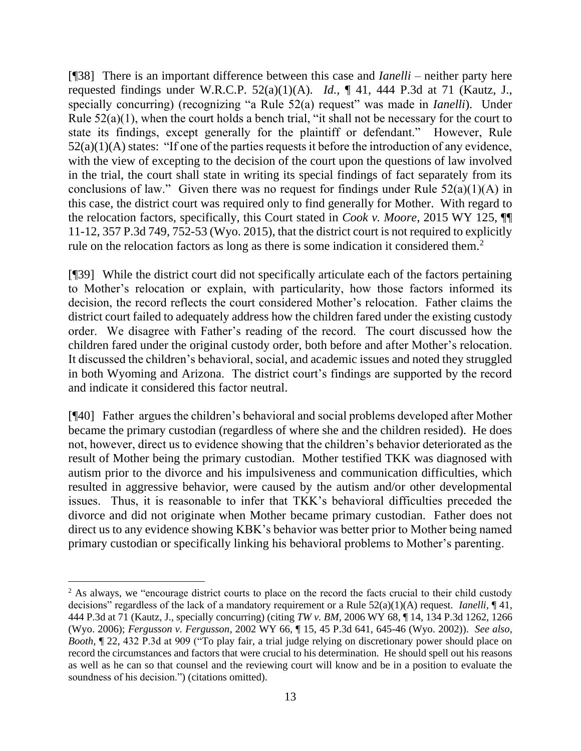[¶38] There is an important difference between this case and *Ianelli* – neither party here requested findings under W.R.C.P. 52(a)(1)(A). *Id.*, ¶ 41, 444 P.3d at 71 (Kautz, J., specially concurring) (recognizing "a Rule 52(a) request" was made in *Ianelli*). Under Rule 52(a)(1), when the court holds a bench trial, "it shall not be necessary for the court to state its findings, except generally for the plaintiff or defendant." However, Rule 52(a)(1)(A) states: "If one of the parties requests it before the introduction of any evidence, with the view of excepting to the decision of the court upon the questions of law involved in the trial, the court shall state in writing its special findings of fact separately from its conclusions of law." Given there was no request for findings under Rule 52(a)(1)(A) in this case, the district court was required only to find generally for Mother. With regard to the relocation factors, specifically, this Court stated in *Cook v. Moore*, 2015 WY 125, ¶¶ 11-12, 357 P.3d 749, 752-53 (Wyo. 2015), that the district court is not required to explicitly rule on the relocation factors as long as there is some indication it considered them.[2]

[¶39] While the district court did not specifically articulate each of the factors pertaining to Mother's relocation or explain, with particularity, how those factors informed its decision, the record reflects the court considered Mother's relocation. Father claims the district court failed to adequately address how the children fared under the existing custody order. We disagree with Father's reading of the record. The court discussed how the children fared under the original custody order, both before and after Mother's relocation. It discussed the children's behavioral, social, and academic issues and noted they struggled in both Wyoming and Arizona. The district court's findings are supported by the record and indicate it considered this factor neutral.

[¶40] Father argues the children's behavioral and social problems developed after Mother became the primary custodian (regardless of where she and the children resided). He does not, however, direct us to evidence showing that the children's behavior deteriorated as the result of Mother being the primary custodian. Mother testified TKK was diagnosed with autism prior to the divorce and his impulsiveness and communication difficulties, which resulted in aggressive behavior, were caused by the autism and/or other developmental issues. Thus, it is reasonable to infer that TKK's behavioral difficulties preceded the divorce and did not originate when Mother became primary custodian. Father does not direct us to any evidence showing KBK's behavior was better prior to Mother being named primary custodian or specifically linking his behavioral problems to Mother's parenting.

---

[2] As always, we "encourage district courts to place on the record the facts crucial to their child custody decisions" regardless of the lack of a mandatory requirement or a Rule 52(a)(1)(A) request. *Ianelli*, ¶ 41, 444 P.3d at 71 (Kautz, J., specially concurring) (citing *TW v. BM*, 2006 WY 68, ¶ 14, 134 P.3d 1262, 1266 (Wyo. 2006); *Fergusson v. Fergusson*, 2002 WY 66, ¶ 15, 45 P.3d 641, 645-46 (Wyo. 2002)). *See also*, *Booth*, ¶ 22, 432 P.3d at 909 ("To play fair, a trial judge relying on discretionary power should place on record the circumstances and factors that were crucial to his determination. He should spell out his reasons as well as he can so that counsel and the reviewing court will know and be in a position to evaluate the soundness of his decision.") (citations omitted).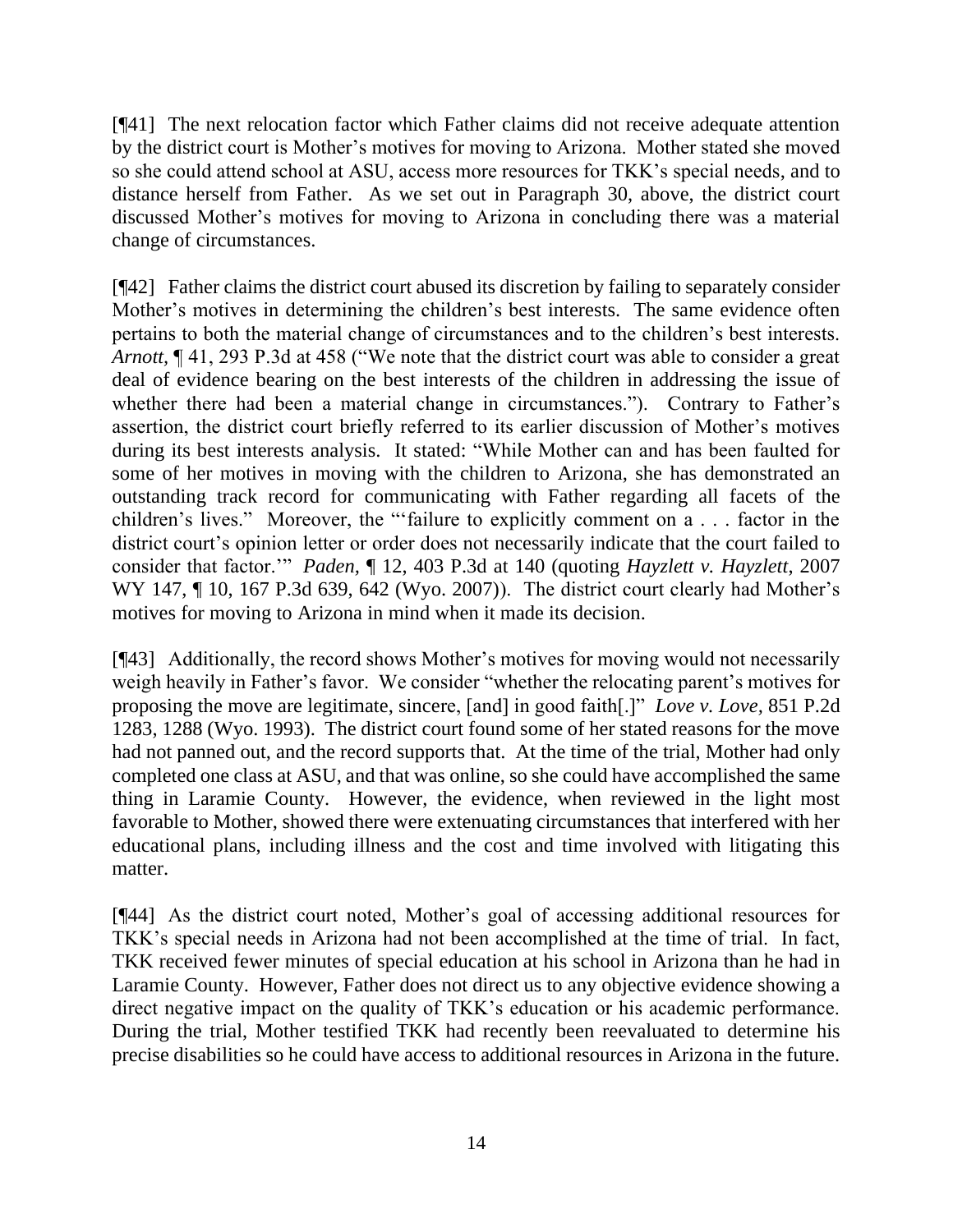[¶41] The next relocation factor which Father claims did not receive adequate attention by the district court is Mother's motives for moving to Arizona. Mother stated she moved so she could attend school at ASU, access more resources for TKK's special needs, and to distance herself from Father. As we set out in Paragraph 30, above, the district court discussed Mother's motives for moving to Arizona in concluding there was a material change of circumstances.

[¶42] Father claims the district court abused its discretion by failing to separately consider Mother's motives in determining the children's best interests. The same evidence often pertains to both the material change of circumstances and to the children's best interests. *Arnott*, ¶ 41, 293 P.3d at 458 ("We note that the district court was able to consider a great deal of evidence bearing on the best interests of the children in addressing the issue of whether there had been a material change in circumstances."). Contrary to Father's assertion, the district court briefly referred to its earlier discussion of Mother's motives during its best interests analysis. It stated: "While Mother can and has been faulted for some of her motives in moving with the children to Arizona, she has demonstrated an outstanding track record for communicating with Father regarding all facets of the children's lives." Moreover, the "'failure to explicitly comment on a . . . factor in the district court's opinion letter or order does not necessarily indicate that the court failed to consider that factor.'" *Paden*, ¶ 12, 403 P.3d at 140 (quoting *Hayzlett v. Hayzlett*, 2007 WY 147, ¶ 10, 167 P.3d 639, 642 (Wyo. 2007)). The district court clearly had Mother's motives for moving to Arizona in mind when it made its decision.

[¶43] Additionally, the record shows Mother's motives for moving would not necessarily weigh heavily in Father's favor. We consider "whether the relocating parent's motives for proposing the move are legitimate, sincere, [and] in good faith[.]" *Love v. Love*, 851 P.2d 1283, 1288 (Wyo. 1993). The district court found some of her stated reasons for the move had not panned out, and the record supports that. At the time of the trial, Mother had only completed one class at ASU, and that was online, so she could have accomplished the same thing in Laramie County. However, the evidence, when reviewed in the light most favorable to Mother, showed there were extenuating circumstances that interfered with her educational plans, including illness and the cost and time involved with litigating this matter.

[¶44] As the district court noted, Mother's goal of accessing additional resources for TKK's special needs in Arizona had not been accomplished at the time of trial. In fact, TKK received fewer minutes of special education at his school in Arizona than he had in Laramie County. However, Father does not direct us to any objective evidence showing a direct negative impact on the quality of TKK's education or his academic performance. During the trial, Mother testified TKK had recently been reevaluated to determine his precise disabilities so he could have access to additional resources in Arizona in the future.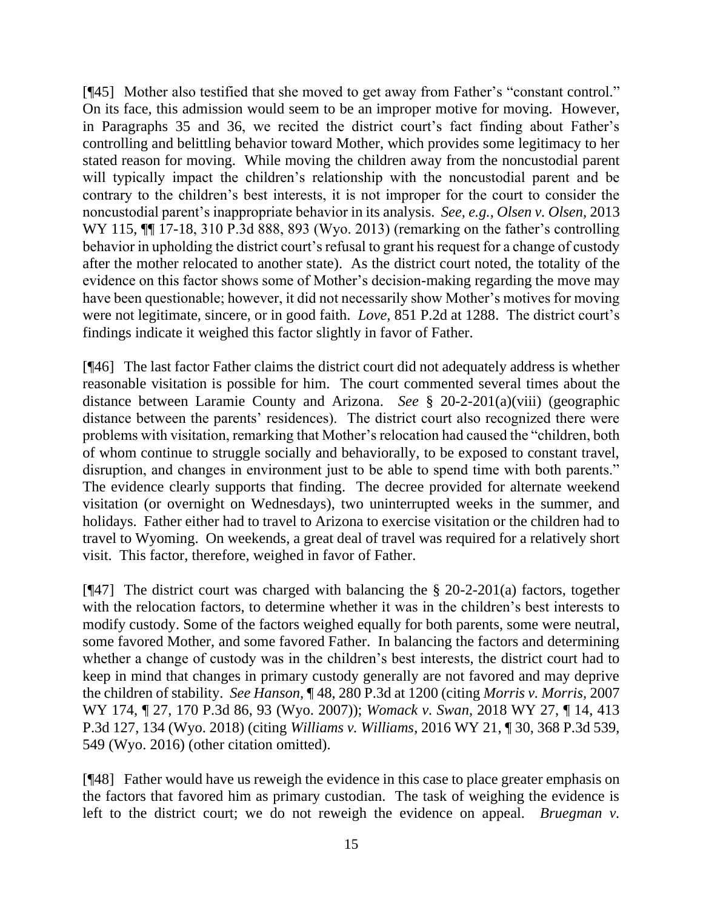[¶45] Mother also testified that she moved to get away from Father's "constant control." On its face, this admission would seem to be an improper motive for moving. However, in Paragraphs 35 and 36, we recited the district court's fact finding about Father's controlling and belittling behavior toward Mother, which provides some legitimacy to her stated reason for moving. While moving the children away from the noncustodial parent will typically impact the children's relationship with the noncustodial parent and be contrary to the children's best interests, it is not improper for the court to consider the noncustodial parent's inappropriate behavior in its analysis. *See, e.g., Olsen v. Olsen*, 2013 WY 115, ¶¶ 17-18, 310 P.3d 888, 893 (Wyo. 2013) (remarking on the father's controlling behavior in upholding the district court's refusal to grant his request for a change of custody after the mother relocated to another state). As the district court noted, the totality of the evidence on this factor shows some of Mother's decision-making regarding the move may have been questionable; however, it did not necessarily show Mother's motives for moving were not legitimate, sincere, or in good faith. *Love*, 851 P.2d at 1288. The district court's findings indicate it weighed this factor slightly in favor of Father.

[¶46] The last factor Father claims the district court did not adequately address is whether reasonable visitation is possible for him. The court commented several times about the distance between Laramie County and Arizona. *See* § 20-2-201(a)(viii) (geographic distance between the parents' residences). The district court also recognized there were problems with visitation, remarking that Mother's relocation had caused the "children, both of whom continue to struggle socially and behaviorally, to be exposed to constant travel, disruption, and changes in environment just to be able to spend time with both parents." The evidence clearly supports that finding. The decree provided for alternate weekend visitation (or overnight on Wednesdays), two uninterrupted weeks in the summer, and holidays. Father either had to travel to Arizona to exercise visitation or the children had to travel to Wyoming. On weekends, a great deal of travel was required for a relatively short visit. This factor, therefore, weighed in favor of Father.

[¶47] The district court was charged with balancing the § 20-2-201(a) factors, together with the relocation factors, to determine whether it was in the children's best interests to modify custody. Some of the factors weighed equally for both parents, some were neutral, some favored Mother, and some favored Father. In balancing the factors and determining whether a change of custody was in the children's best interests, the district court had to keep in mind that changes in primary custody generally are not favored and may deprive the children of stability. *See Hanson*, ¶ 48, 280 P.3d at 1200 (citing *Morris v. Morris*, 2007 WY 174, ¶ 27, 170 P.3d 86, 93 (Wyo. 2007)); *Womack v. Swan*, 2018 WY 27, ¶ 14, 413 P.3d 127, 134 (Wyo. 2018) (citing *Williams v. Williams*, 2016 WY 21, ¶ 30, 368 P.3d 539, 549 (Wyo. 2016) (other citation omitted).

[¶48] Father would have us reweigh the evidence in this case to place greater emphasis on the factors that favored him as primary custodian. The task of weighing the evidence is left to the district court; we do not reweigh the evidence on appeal. *Bruegman v.*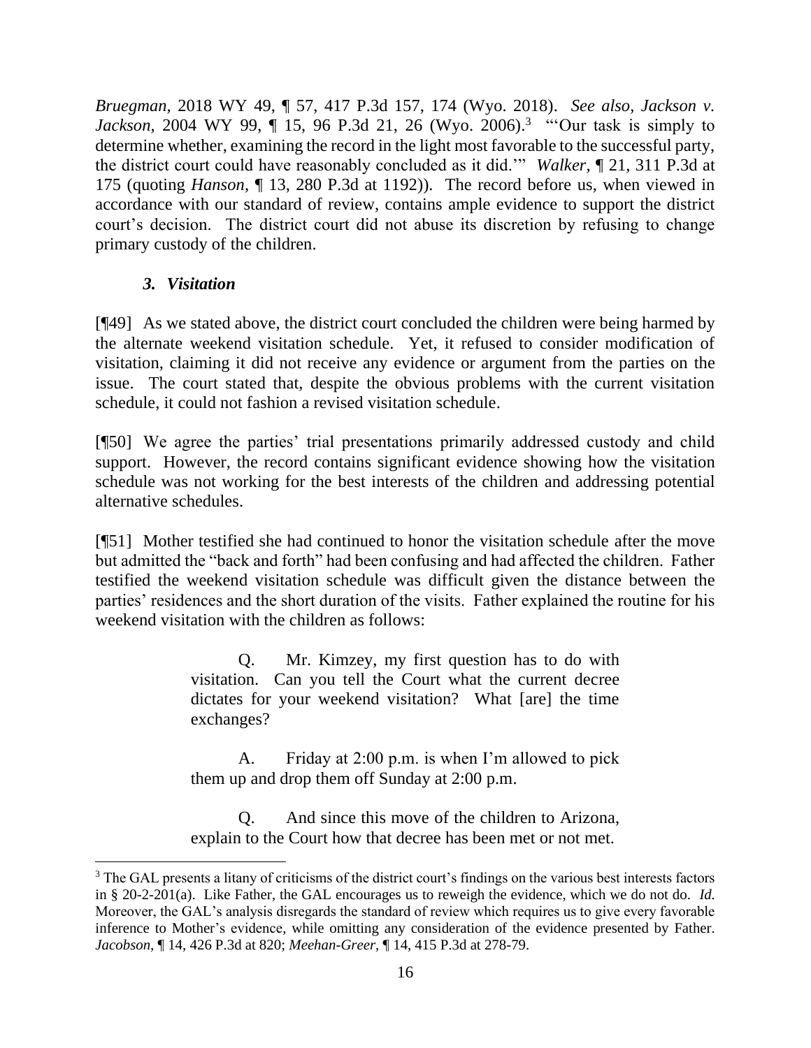*Bruegman*, 2018 WY 49, ¶ 57, 417 P.3d 157, 174 (Wyo. 2018). *See also, Jackson v. Jackson*, 2004 WY 99, ¶ 15, 96 P.3d 21, 26 (Wyo. 2006).[3] "'Our task is simply to determine whether, examining the record in the light most favorable to the successful party, the district court could have reasonably concluded as it did.'" *Walker*, ¶ 21, 311 P.3d at 175 (quoting *Hanson*, ¶ 13, 280 P.3d at 1192)). The record before us, when viewed in accordance with our standard of review, contains ample evidence to support the district court's decision. The district court did not abuse its discretion by refusing to change primary custody of the children.

### *3. Visitation*

[¶49] As we stated above, the district court concluded the children were being harmed by the alternate weekend visitation schedule. Yet, it refused to consider modification of visitation, claiming it did not receive any evidence or argument from the parties on the issue. The court stated that, despite the obvious problems with the current visitation schedule, it could not fashion a revised visitation schedule.

[¶50] We agree the parties' trial presentations primarily addressed custody and child support. However, the record contains significant evidence showing how the visitation schedule was not working for the best interests of the children and addressing potential alternative schedules.

[¶51] Mother testified she had continued to honor the visitation schedule after the move but admitted the "back and forth" had been confusing and had affected the children. Father testified the weekend visitation schedule was difficult given the distance between the parties' residences and the short duration of the visits. Father explained the routine for his weekend visitation with the children as follows:

> Q. Mr. Kimzey, my first question has to do with visitation. Can you tell the Court what the current decree dictates for your weekend visitation? What [are] the time exchanges?
>
> A. Friday at 2:00 p.m. is when I'm allowed to pick them up and drop them off Sunday at 2:00 p.m.
>
> Q. And since this move of the children to Arizona, explain to the Court how that decree has been met or not met.

---

[3] The GAL presents a litany of criticisms of the district court's findings on the various best interests factors in § 20-2-201(a). Like Father, the GAL encourages us to reweigh the evidence, which we do not do. *Id.* Moreover, the GAL's analysis disregards the standard of review which requires us to give every favorable inference to Mother's evidence, while omitting any consideration of the evidence presented by Father. *Jacobson*, ¶ 14, 426 P.3d at 820; *Meehan-Greer*, ¶ 14, 415 P.3d at 278-79.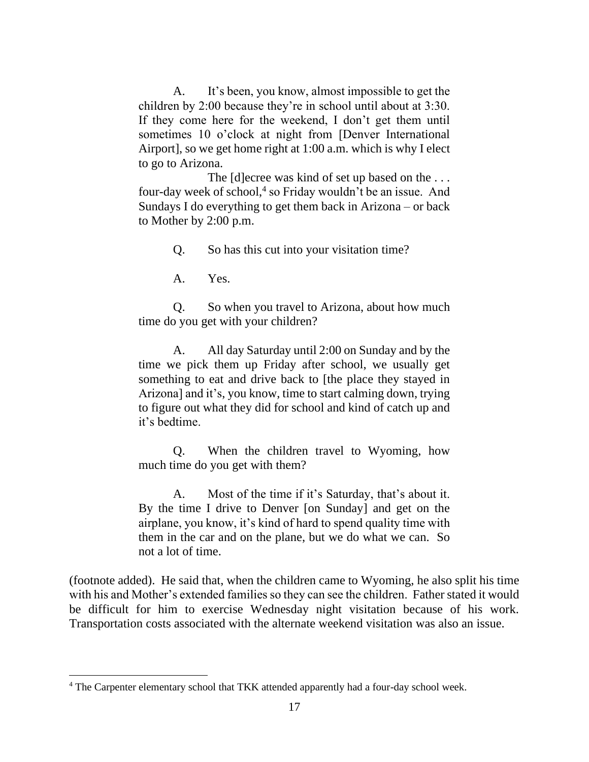> A. It's been, you know, almost impossible to get the children by 2:00 because they're in school until about at 3:30. If they come here for the weekend, I don't get them until sometimes 10 o'clock at night from [Denver International Airport], so we get home right at 1:00 a.m. which is why I elect to go to Arizona.
>
> The [d]ecree was kind of set up based on the . . . four-day week of school,[4] so Friday wouldn't be an issue. And Sundays I do everything to get them back in Arizona – or back to Mother by 2:00 p.m.
>
> Q. So has this cut into your visitation time?
>
> A. Yes.
>
> Q. So when you travel to Arizona, about how much time do you get with your children?
>
> A. All day Saturday until 2:00 on Sunday and by the time we pick them up Friday after school, we usually get something to eat and drive back to [the place they stayed in Arizona] and it's, you know, time to start calming down, trying to figure out what they did for school and kind of catch up and it's bedtime.
>
> Q. When the children travel to Wyoming, how much time do you get with them?
>
> A. Most of the time if it's Saturday, that's about it. By the time I drive to Denver [on Sunday] and get on the airplane, you know, it's kind of hard to spend quality time with them in the car and on the plane, but we do what we can. So not a lot of time.

(footnote added). He said that, when the children came to Wyoming, he also split his time with his and Mother's extended families so they can see the children. Father stated it would be difficult for him to exercise Wednesday night visitation because of his work. Transportation costs associated with the alternate weekend visitation was also an issue.

---

[4] The Carpenter elementary school that TKK attended apparently had a four-day school week.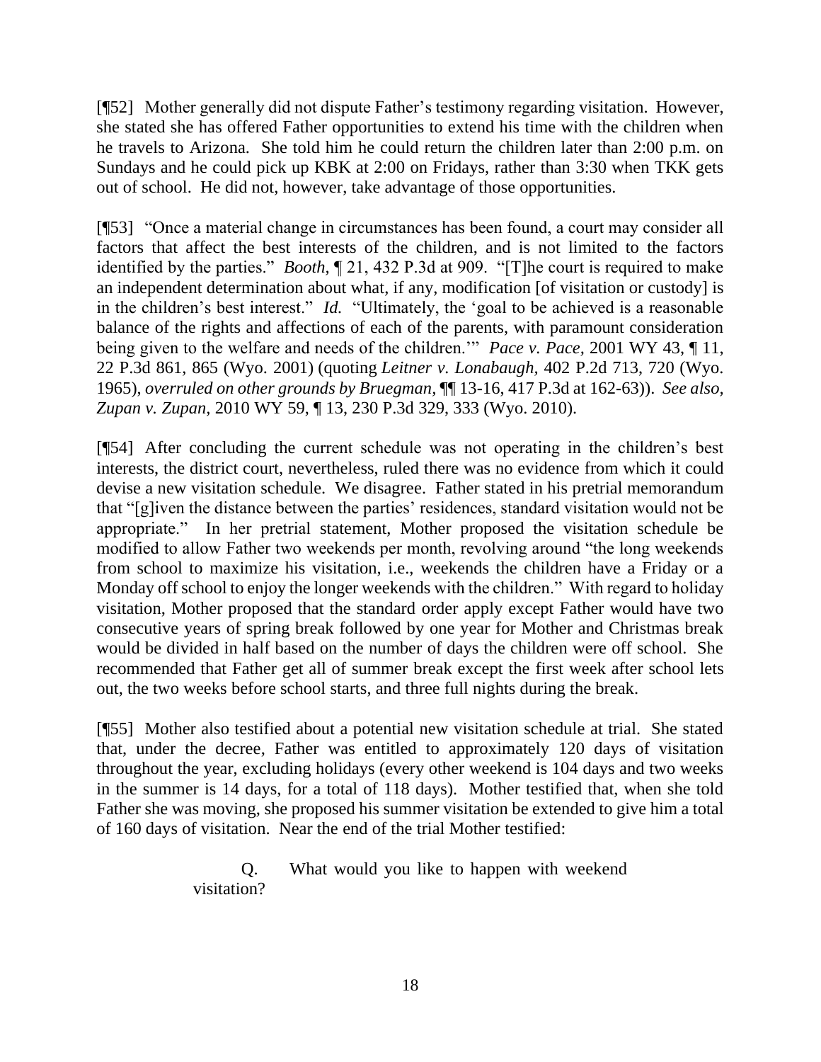[¶52] Mother generally did not dispute Father's testimony regarding visitation. However, she stated she has offered Father opportunities to extend his time with the children when he travels to Arizona. She told him he could return the children later than 2:00 p.m. on Sundays and he could pick up KBK at 2:00 on Fridays, rather than 3:30 when TKK gets out of school. He did not, however, take advantage of those opportunities.

[¶53] "Once a material change in circumstances has been found, a court may consider all factors that affect the best interests of the children, and is not limited to the factors identified by the parties." *Booth*, ¶ 21, 432 P.3d at 909. "[T]he court is required to make an independent determination about what, if any, modification [of visitation or custody] is in the children's best interest." *Id.* "Ultimately, the 'goal to be achieved is a reasonable balance of the rights and affections of each of the parents, with paramount consideration being given to the welfare and needs of the children.'" *Pace v. Pace*, 2001 WY 43, ¶ 11, 22 P.3d 861, 865 (Wyo. 2001) (quoting *Leitner v. Lonabaugh*, 402 P.2d 713, 720 (Wyo. 1965), *overruled on other grounds by Bruegman*, ¶¶ 13-16, 417 P.3d at 162-63)). *See also, Zupan v. Zupan*, 2010 WY 59, ¶ 13, 230 P.3d 329, 333 (Wyo. 2010).

[¶54] After concluding the current schedule was not operating in the children's best interests, the district court, nevertheless, ruled there was no evidence from which it could devise a new visitation schedule. We disagree. Father stated in his pretrial memorandum that "[g]iven the distance between the parties' residences, standard visitation would not be appropriate." In her pretrial statement, Mother proposed the visitation schedule be modified to allow Father two weekends per month, revolving around "the long weekends from school to maximize his visitation, i.e., weekends the children have a Friday or a Monday off school to enjoy the longer weekends with the children." With regard to holiday visitation, Mother proposed that the standard order apply except Father would have two consecutive years of spring break followed by one year for Mother and Christmas break would be divided in half based on the number of days the children were off school. She recommended that Father get all of summer break except the first week after school lets out, the two weeks before school starts, and three full nights during the break.

[¶55] Mother also testified about a potential new visitation schedule at trial. She stated that, under the decree, Father was entitled to approximately 120 days of visitation throughout the year, excluding holidays (every other weekend is 104 days and two weeks in the summer is 14 days, for a total of 118 days). Mother testified that, when she told Father she was moving, she proposed his summer visitation be extended to give him a total of 160 days of visitation. Near the end of the trial Mother testified:

> Q. What would you like to happen with weekend visitation?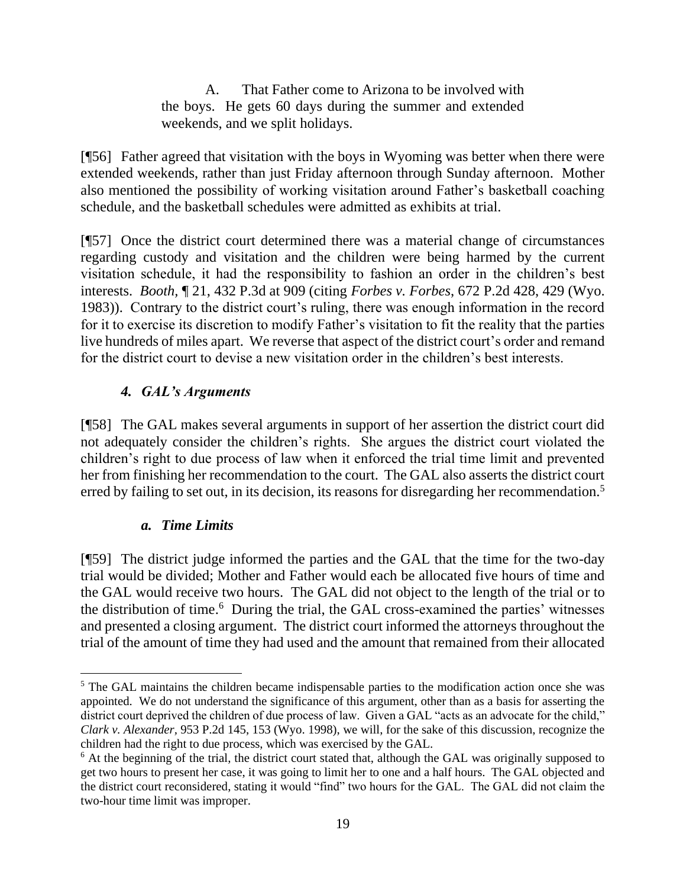> A. That Father come to Arizona to be involved with the boys. He gets 60 days during the summer and extended weekends, and we split holidays.

[¶56] Father agreed that visitation with the boys in Wyoming was better when there were extended weekends, rather than just Friday afternoon through Sunday afternoon. Mother also mentioned the possibility of working visitation around Father's basketball coaching schedule, and the basketball schedules were admitted as exhibits at trial.

[¶57] Once the district court determined there was a material change of circumstances regarding custody and visitation and the children were being harmed by the current visitation schedule, it had the responsibility to fashion an order in the children's best interests. *Booth*, ¶ 21, 432 P.3d at 909 (citing *Forbes v. Forbes*, 672 P.2d 428, 429 (Wyo. 1983)). Contrary to the district court's ruling, there was enough information in the record for it to exercise its discretion to modify Father's visitation to fit the reality that the parties live hundreds of miles apart. We reverse that aspect of the district court's order and remand for the district court to devise a new visitation order in the children's best interests.

### *4. GAL's Arguments*

[¶58] The GAL makes several arguments in support of her assertion the district court did not adequately consider the children's rights. She argues the district court violated the children's right to due process of law when it enforced the trial time limit and prevented her from finishing her recommendation to the court. The GAL also asserts the district court erred by failing to set out, in its decision, its reasons for disregarding her recommendation.[5]

#### *a. Time Limits*

[¶59] The district judge informed the parties and the GAL that the time for the two-day trial would be divided; Mother and Father would each be allocated five hours of time and the GAL would receive two hours. The GAL did not object to the length of the trial or to the distribution of time.[6] During the trial, the GAL cross-examined the parties' witnesses and presented a closing argument. The district court informed the attorneys throughout the trial of the amount of time they had used and the amount that remained from their allocated

---

[5] The GAL maintains the children became indispensable parties to the modification action once she was appointed. We do not understand the significance of this argument, other than as a basis for asserting the district court deprived the children of due process of law. Given a GAL "acts as an advocate for the child," *Clark v. Alexander*, 953 P.2d 145, 153 (Wyo. 1998), we will, for the sake of this discussion, recognize the children had the right to due process, which was exercised by the GAL.

[6] At the beginning of the trial, the district court stated that, although the GAL was originally supposed to get two hours to present her case, it was going to limit her to one and a half hours. The GAL objected and the district court reconsidered, stating it would "find" two hours for the GAL. The GAL did not claim the two-hour time limit was improper.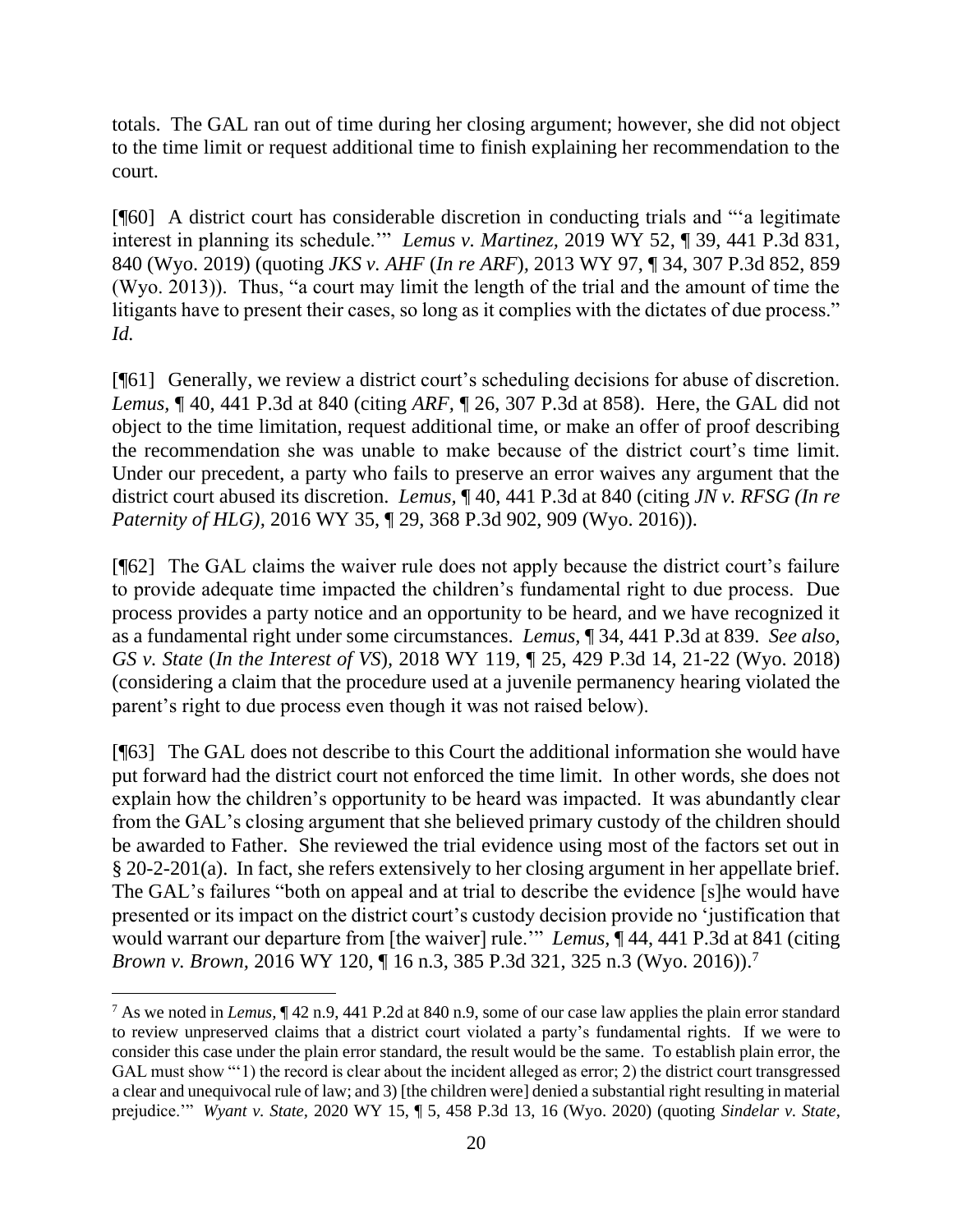totals. The GAL ran out of time during her closing argument; however, she did not object to the time limit or request additional time to finish explaining her recommendation to the court.

[¶60] A district court has considerable discretion in conducting trials and "'a legitimate interest in planning its schedule.'" *Lemus v. Martinez,* 2019 WY 52, ¶ 39, 441 P.3d 831, 840 (Wyo. 2019) (quoting *JKS v. AHF* (*In re ARF*), 2013 WY 97, ¶ 34, 307 P.3d 852, 859 (Wyo. 2013)). Thus, "a court may limit the length of the trial and the amount of time the litigants have to present their cases, so long as it complies with the dictates of due process." *Id.*

[¶61] Generally, we review a district court's scheduling decisions for abuse of discretion. *Lemus,* ¶ 40, 441 P.3d at 840 (citing *ARF,* ¶ 26, 307 P.3d at 858). Here, the GAL did not object to the time limitation, request additional time, or make an offer of proof describing the recommendation she was unable to make because of the district court's time limit. Under our precedent, a party who fails to preserve an error waives any argument that the district court abused its discretion. *Lemus,* ¶ 40, 441 P.3d at 840 (citing *JN v. RFSG (In re Paternity of HLG),* 2016 WY 35, ¶ 29, 368 P.3d 902, 909 (Wyo. 2016)).

[¶62] The GAL claims the waiver rule does not apply because the district court's failure to provide adequate time impacted the children's fundamental right to due process. Due process provides a party notice and an opportunity to be heard, and we have recognized it as a fundamental right under some circumstances. *Lemus,* ¶ 34, 441 P.3d at 839. *See also, GS v. State* (*In the Interest of VS*), 2018 WY 119, ¶ 25, 429 P.3d 14, 21-22 (Wyo. 2018) (considering a claim that the procedure used at a juvenile permanency hearing violated the parent's right to due process even though it was not raised below).

[¶63] The GAL does not describe to this Court the additional information she would have put forward had the district court not enforced the time limit. In other words, she does not explain how the children's opportunity to be heard was impacted. It was abundantly clear from the GAL's closing argument that she believed primary custody of the children should be awarded to Father. She reviewed the trial evidence using most of the factors set out in § 20-2-201(a). In fact, she refers extensively to her closing argument in her appellate brief. The GAL's failures "both on appeal and at trial to describe the evidence [s]he would have presented or its impact on the district court's custody decision provide no 'justification that would warrant our departure from [the waiver] rule.'" *Lemus,* ¶ 44, 441 P.3d at 841 (citing *Brown v. Brown,* 2016 WY 120, ¶ 16 n.3, 385 P.3d 321, 325 n.3 (Wyo. 2016)).[7]

---

[7] As we noted in *Lemus,* ¶ 42 n.9, 441 P.2d at 840 n.9, some of our case law applies the plain error standard to review unpreserved claims that a district court violated a party's fundamental rights. If we were to consider this case under the plain error standard, the result would be the same. To establish plain error, the GAL must show "'1) the record is clear about the incident alleged as error; 2) the district court transgressed a clear and unequivocal rule of law; and 3) [the children were] denied a substantial right resulting in material prejudice.'" *Wyant v. State*, 2020 WY 15, ¶ 5, 458 P.3d 13, 16 (Wyo. 2020) (quoting *Sindelar v. State*,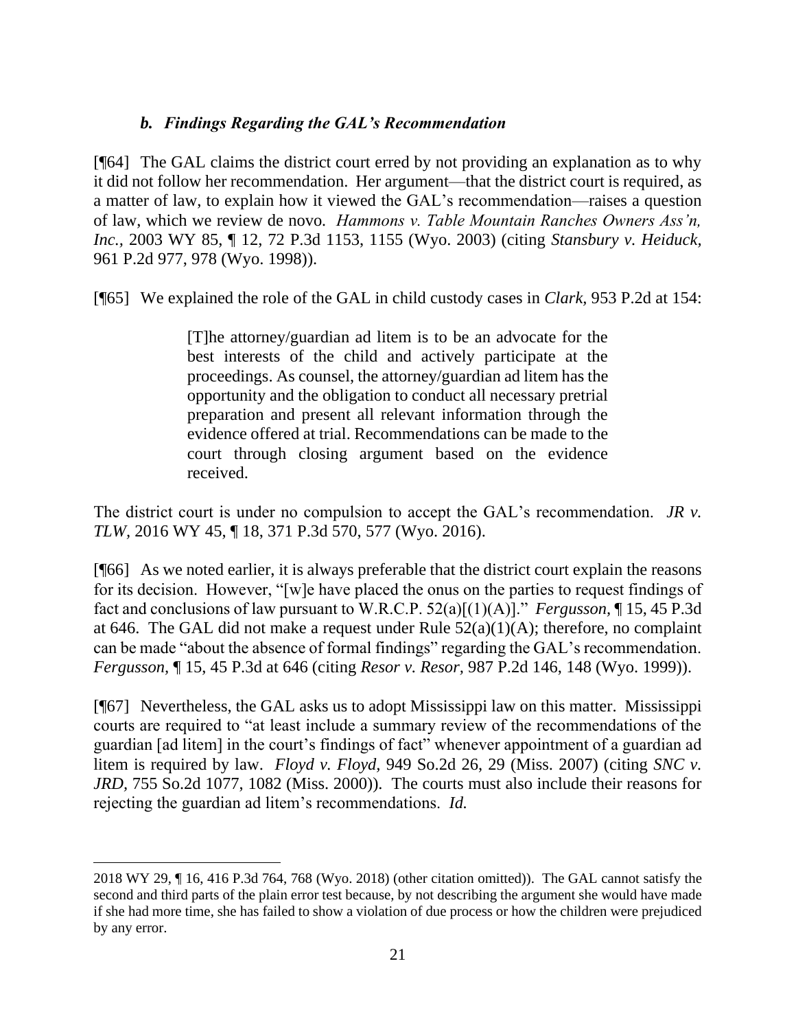### *b. Findings Regarding the GAL's Recommendation*

[¶64] The GAL claims the district court erred by not providing an explanation as to why it did not follow her recommendation. Her argument—that the district court is required, as a matter of law, to explain how it viewed the GAL's recommendation—raises a question of law, which we review de novo. *Hammons v. Table Mountain Ranches Owners Ass'n, Inc.*, 2003 WY 85, ¶ 12, 72 P.3d 1153, 1155 (Wyo. 2003) (citing *Stansbury v. Heiduck*, 961 P.2d 977, 978 (Wyo. 1998)).

[¶65] We explained the role of the GAL in child custody cases in *Clark*, 953 P.2d at 154:

> [T]he attorney/guardian ad litem is to be an advocate for the best interests of the child and actively participate at the proceedings. As counsel, the attorney/guardian ad litem has the opportunity and the obligation to conduct all necessary pretrial preparation and present all relevant information through the evidence offered at trial. Recommendations can be made to the court through closing argument based on the evidence received.

The district court is under no compulsion to accept the GAL's recommendation. *JR v. TLW*, 2016 WY 45, ¶ 18, 371 P.3d 570, 577 (Wyo. 2016).

[¶66] As we noted earlier, it is always preferable that the district court explain the reasons for its decision. However, "[w]e have placed the onus on the parties to request findings of fact and conclusions of law pursuant to W.R.C.P. 52(a)[(1)(A)]." *Fergusson*, ¶ 15, 45 P.3d at 646. The GAL did not make a request under Rule 52(a)(1)(A); therefore, no complaint can be made "about the absence of formal findings" regarding the GAL's recommendation. *Fergusson*, ¶ 15, 45 P.3d at 646 (citing *Resor v. Resor*, 987 P.2d 146, 148 (Wyo. 1999)).

[¶67] Nevertheless, the GAL asks us to adopt Mississippi law on this matter. Mississippi courts are required to "at least include a summary review of the recommendations of the guardian [ad litem] in the court's findings of fact" whenever appointment of a guardian ad litem is required by law. *Floyd v. Floyd*, 949 So.2d 26, 29 (Miss. 2007) (citing *SNC v. JRD*, 755 So.2d 1077, 1082 (Miss. 2000)). The courts must also include their reasons for rejecting the guardian ad litem's recommendations. *Id.*

---

2018 WY 29, ¶ 16, 416 P.3d 764, 768 (Wyo. 2018) (other citation omitted)). The GAL cannot satisfy the second and third parts of the plain error test because, by not describing the argument she would have made if she had more time, she has failed to show a violation of due process or how the children were prejudiced by any error.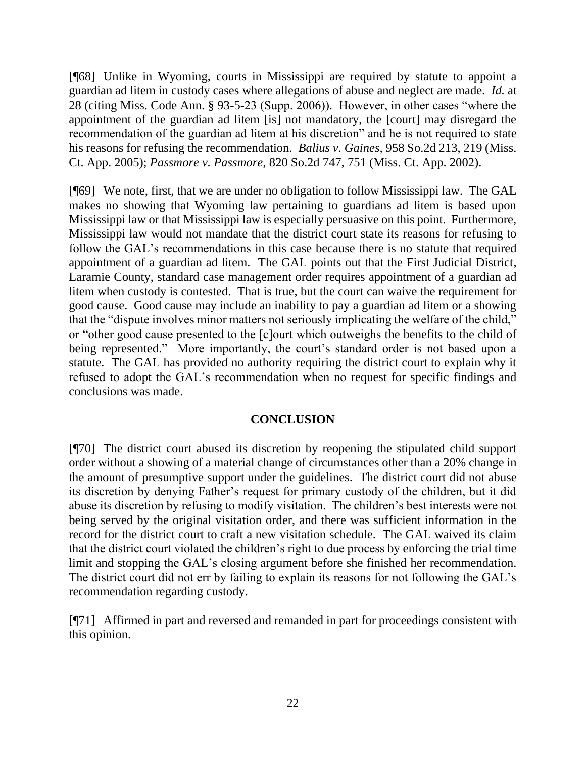[¶68] Unlike in Wyoming, courts in Mississippi are required by statute to appoint a guardian ad litem in custody cases where allegations of abuse and neglect are made. *Id.* at 28 (citing Miss. Code Ann. § 93-5-23 (Supp. 2006)). However, in other cases "where the appointment of the guardian ad litem [is] not mandatory, the [court] may disregard the recommendation of the guardian ad litem at his discretion" and he is not required to state his reasons for refusing the recommendation. *Balius v. Gaines,* 958 So.2d 213, 219 (Miss. Ct. App. 2005); *Passmore v. Passmore,* 820 So.2d 747, 751 (Miss. Ct. App. 2002).

[¶69] We note, first, that we are under no obligation to follow Mississippi law. The GAL makes no showing that Wyoming law pertaining to guardians ad litem is based upon Mississippi law or that Mississippi law is especially persuasive on this point. Furthermore, Mississippi law would not mandate that the district court state its reasons for refusing to follow the GAL's recommendations in this case because there is no statute that required appointment of a guardian ad litem. The GAL points out that the First Judicial District, Laramie County, standard case management order requires appointment of a guardian ad litem when custody is contested. That is true, but the court can waive the requirement for good cause. Good cause may include an inability to pay a guardian ad litem or a showing that the "dispute involves minor matters not seriously implicating the welfare of the child," or "other good cause presented to the [c]ourt which outweighs the benefits to the child of being represented." More importantly, the court's standard order is not based upon a statute. The GAL has provided no authority requiring the district court to explain why it refused to adopt the GAL's recommendation when no request for specific findings and conclusions was made.

## CONCLUSION

[¶70] The district court abused its discretion by reopening the stipulated child support order without a showing of a material change of circumstances other than a 20% change in the amount of presumptive support under the guidelines. The district court did not abuse its discretion by denying Father's request for primary custody of the children, but it did abuse its discretion by refusing to modify visitation. The children's best interests were not being served by the original visitation order, and there was sufficient information in the record for the district court to craft a new visitation schedule. The GAL waived its claim that the district court violated the children's right to due process by enforcing the trial time limit and stopping the GAL's closing argument before she finished her recommendation. The district court did not err by failing to explain its reasons for not following the GAL's recommendation regarding custody.

[¶71] Affirmed in part and reversed and remanded in part for proceedings consistent with this opinion.